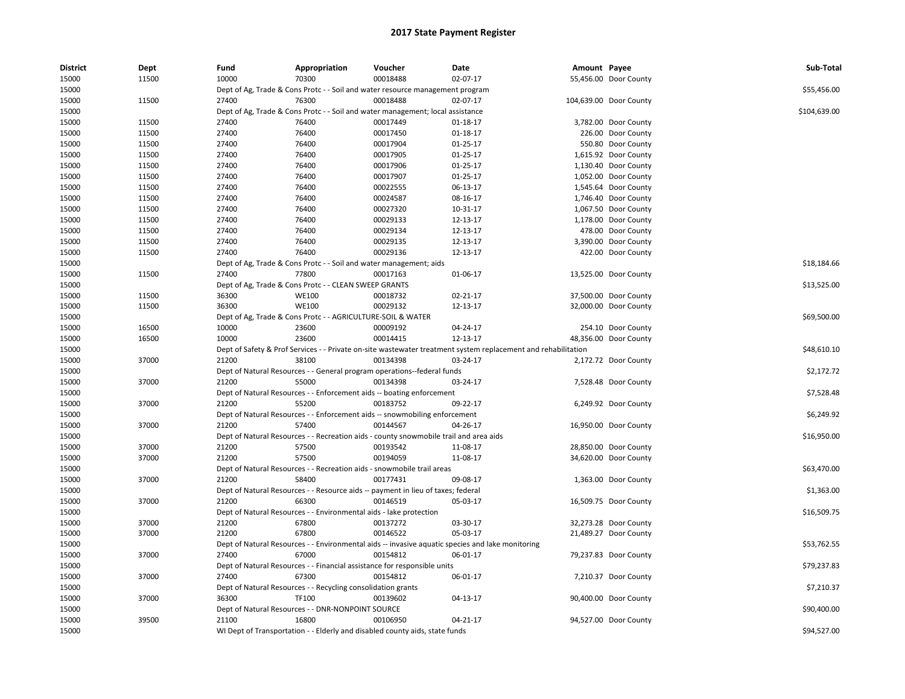# 2017 State Payment Register

| District | Dept | Fund | Appropriation | Voucher | Date | Amount | Payee | Sub-Total |
|---|---|---|---|---|---|---|---|---|
| 15000 | 11500 | 10000 | 70300 | 00018488 | 02-07-17 | 55,456.00 | Door County | |
| 15000 | | Dept of Ag, Trade & Cons Protc - - Soil and water resource management program | | | | | | $55,456.00 |
| 15000 | 11500 | 27400 | 76300 | 00018488 | 02-07-17 | 104,639.00 | Door County | |
| 15000 | | Dept of Ag, Trade & Cons Protc - - Soil and water management; local assistance | | | | | | $104,639.00 |
| 15000 | 11500 | 27400 | 76400 | 00017449 | 01-18-17 | 3,782.00 | Door County | |
| 15000 | 11500 | 27400 | 76400 | 00017450 | 01-18-17 | 226.00 | Door County | |
| 15000 | 11500 | 27400 | 76400 | 00017904 | 01-25-17 | 550.80 | Door County | |
| 15000 | 11500 | 27400 | 76400 | 00017905 | 01-25-17 | 1,615.92 | Door County | |
| 15000 | 11500 | 27400 | 76400 | 00017906 | 01-25-17 | 1,130.40 | Door County | |
| 15000 | 11500 | 27400 | 76400 | 00017907 | 01-25-17 | 1,052.00 | Door County | |
| 15000 | 11500 | 27400 | 76400 | 00022555 | 06-13-17 | 1,545.64 | Door County | |
| 15000 | 11500 | 27400 | 76400 | 00024587 | 08-16-17 | 1,746.40 | Door County | |
| 15000 | 11500 | 27400 | 76400 | 00027320 | 10-31-17 | 1,067.50 | Door County | |
| 15000 | 11500 | 27400 | 76400 | 00029133 | 12-13-17 | 1,178.00 | Door County | |
| 15000 | 11500 | 27400 | 76400 | 00029134 | 12-13-17 | 478.00 | Door County | |
| 15000 | 11500 | 27400 | 76400 | 00029135 | 12-13-17 | 3,390.00 | Door County | |
| 15000 | 11500 | 27400 | 76400 | 00029136 | 12-13-17 | 422.00 | Door County | |
| 15000 | | Dept of Ag, Trade & Cons Protc - - Soil and water management; aids | | | | | | $18,184.66 |
| 15000 | 11500 | 27400 | 77800 | 00017163 | 01-06-17 | 13,525.00 | Door County | |
| 15000 | | Dept of Ag, Trade & Cons Protc - - CLEAN SWEEP GRANTS | | | | | | $13,525.00 |
| 15000 | 11500 | 36300 | WE100 | 00018732 | 02-21-17 | 37,500.00 | Door County | |
| 15000 | 11500 | 36300 | WE100 | 00029132 | 12-13-17 | 32,000.00 | Door County | |
| 15000 | | Dept of Ag, Trade & Cons Protc - - AGRICULTURE-SOIL & WATER | | | | | | $69,500.00 |
| 15000 | 16500 | 10000 | 23600 | 00009192 | 04-24-17 | 254.10 | Door County | |
| 15000 | 16500 | 10000 | 23600 | 00014415 | 12-13-17 | 48,356.00 | Door County | |
| 15000 | | Dept of Safety & Prof Services - - Private on-site wastewater treatment system replacement and rehabilitation | | | | | | $48,610.10 |
| 15000 | 37000 | 21200 | 38100 | 00134398 | 03-24-17 | 2,172.72 | Door County | |
| 15000 | | Dept of Natural Resources - - General program operations--federal funds | | | | | | $2,172.72 |
| 15000 | 37000 | 21200 | 55000 | 00134398 | 03-24-17 | 7,528.48 | Door County | |
| 15000 | | Dept of Natural Resources - - Enforcement aids -- boating enforcement | | | | | | $7,528.48 |
| 15000 | 37000 | 21200 | 55200 | 00183752 | 09-22-17 | 6,249.92 | Door County | |
| 15000 | | Dept of Natural Resources - - Enforcement aids -- snowmobiling enforcement | | | | | | $6,249.92 |
| 15000 | 37000 | 21200 | 57400 | 00144567 | 04-26-17 | 16,950.00 | Door County | |
| 15000 | | Dept of Natural Resources - - Recreation aids - county snowmobile trail and area aids | | | | | | $16,950.00 |
| 15000 | 37000 | 21200 | 57500 | 00193542 | 11-08-17 | 28,850.00 | Door County | |
| 15000 | 37000 | 21200 | 57500 | 00194059 | 11-08-17 | 34,620.00 | Door County | |
| 15000 | | Dept of Natural Resources - - Recreation aids - snowmobile trail areas | | | | | | $63,470.00 |
| 15000 | 37000 | 21200 | 58400 | 00177431 | 09-08-17 | 1,363.00 | Door County | |
| 15000 | | Dept of Natural Resources - - Resource aids -- payment in lieu of taxes; federal | | | | | | $1,363.00 |
| 15000 | 37000 | 21200 | 66300 | 00146519 | 05-03-17 | 16,509.75 | Door County | |
| 15000 | | Dept of Natural Resources - - Environmental aids - lake protection | | | | | | $16,509.75 |
| 15000 | 37000 | 21200 | 67800 | 00137272 | 03-30-17 | 32,273.28 | Door County | |
| 15000 | 37000 | 21200 | 67800 | 00146522 | 05-03-17 | 21,489.27 | Door County | |
| 15000 | | Dept of Natural Resources - - Environmental aids -- invasive aquatic species and lake monitoring | | | | | | $53,762.55 |
| 15000 | 37000 | 27400 | 67000 | 00154812 | 06-01-17 | 79,237.83 | Door County | |
| 15000 | | Dept of Natural Resources - - Financial assistance for responsible units | | | | | | $79,237.83 |
| 15000 | 37000 | 27400 | 67300 | 00154812 | 06-01-17 | 7,210.37 | Door County | |
| 15000 | | Dept of Natural Resources - - Recycling consolidation grants | | | | | | $7,210.37 |
| 15000 | 37000 | 36300 | TF100 | 00139602 | 04-13-17 | 90,400.00 | Door County | |
| 15000 | | Dept of Natural Resources - - DNR-NONPOINT SOURCE | | | | | | $90,400.00 |
| 15000 | 39500 | 21100 | 16800 | 00106950 | 04-21-17 | 94,527.00 | Door County | |
| 15000 | | WI Dept of Transportation - - Elderly and disabled county aids, state funds | | | | | | $94,527.00 |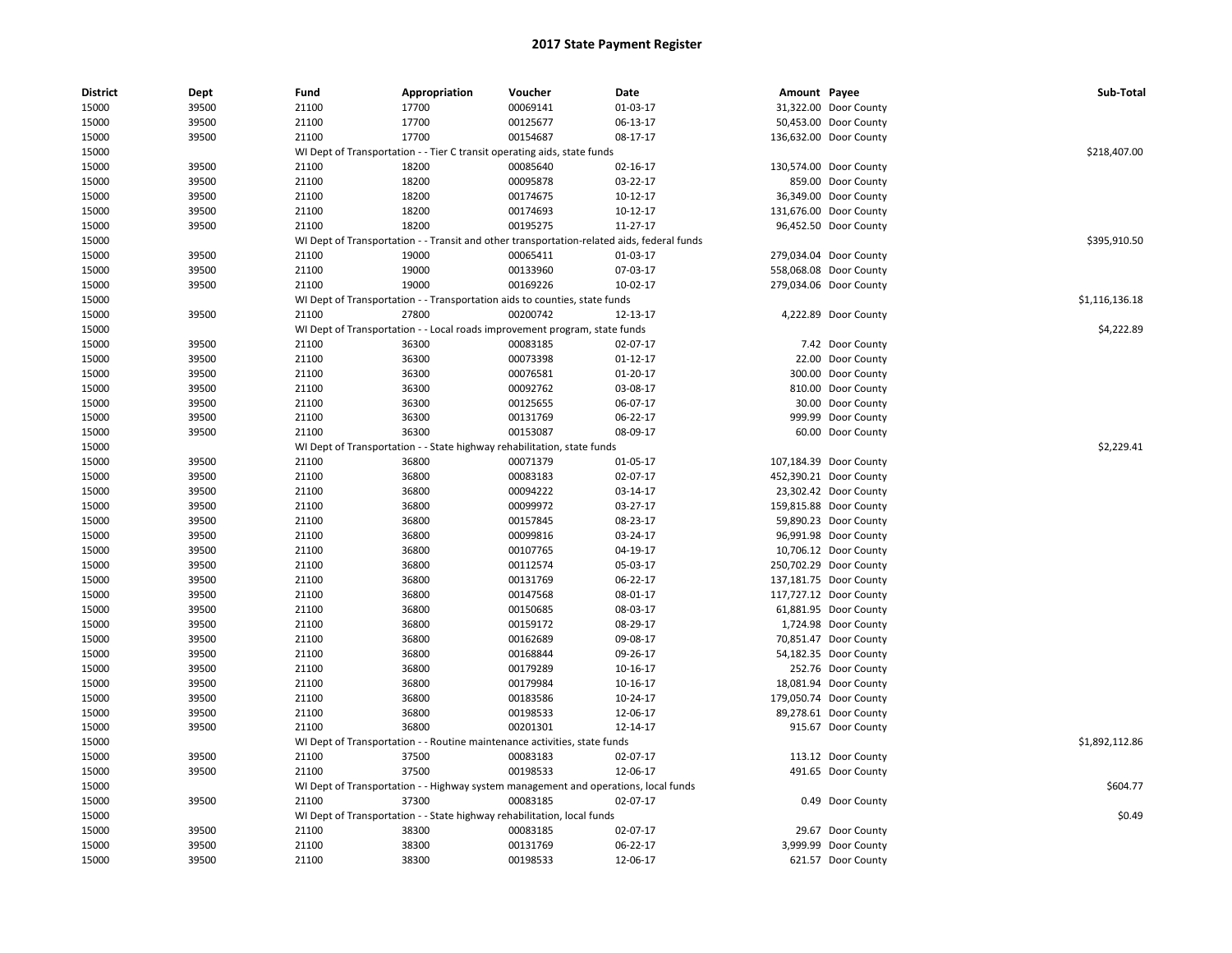# 2017 State Payment Register

| District | Dept | Fund | Appropriation | Voucher | Date | Amount | Payee | Sub-Total |
|---|---|---|---|---|---|---|---|---|
| 15000 | 39500 | 21100 | 17700 | 00069141 | 01-03-17 | 31,322.00 | Door County | |
| 15000 | 39500 | 21100 | 17700 | 00125677 | 06-13-17 | 50,453.00 | Door County | |
| 15000 | 39500 | 21100 | 17700 | 00154687 | 08-17-17 | 136,632.00 | Door County | |
| 15000 | | | WI Dept of Transportation - - Tier C transit operating aids, state funds | | | | | $218,407.00 |
| 15000 | 39500 | 21100 | 18200 | 00085640 | 02-16-17 | 130,574.00 | Door County | |
| 15000 | 39500 | 21100 | 18200 | 00095878 | 03-22-17 | 859.00 | Door County | |
| 15000 | 39500 | 21100 | 18200 | 00174675 | 10-12-17 | 36,349.00 | Door County | |
| 15000 | 39500 | 21100 | 18200 | 00174693 | 10-12-17 | 131,676.00 | Door County | |
| 15000 | 39500 | 21100 | 18200 | 00195275 | 11-27-17 | 96,452.50 | Door County | |
| 15000 | | | WI Dept of Transportation - - Transit and other transportation-related aids, federal funds | | | | | $395,910.50 |
| 15000 | 39500 | 21100 | 19000 | 00065411 | 01-03-17 | 279,034.04 | Door County | |
| 15000 | 39500 | 21100 | 19000 | 00133960 | 07-03-17 | 558,068.08 | Door County | |
| 15000 | 39500 | 21100 | 19000 | 00169226 | 10-02-17 | 279,034.06 | Door County | |
| 15000 | | | WI Dept of Transportation - - Transportation aids to counties, state funds | | | | | $1,116,136.18 |
| 15000 | 39500 | 21100 | 27800 | 00200742 | 12-13-17 | 4,222.89 | Door County | |
| 15000 | | | WI Dept of Transportation - - Local roads improvement program, state funds | | | | | $4,222.89 |
| 15000 | 39500 | 21100 | 36300 | 00083185 | 02-07-17 | 7.42 | Door County | |
| 15000 | 39500 | 21100 | 36300 | 00073398 | 01-12-17 | 22.00 | Door County | |
| 15000 | 39500 | 21100 | 36300 | 00076581 | 01-20-17 | 300.00 | Door County | |
| 15000 | 39500 | 21100 | 36300 | 00092762 | 03-08-17 | 810.00 | Door County | |
| 15000 | 39500 | 21100 | 36300 | 00125655 | 06-07-17 | 30.00 | Door County | |
| 15000 | 39500 | 21100 | 36300 | 00131769 | 06-22-17 | 999.99 | Door County | |
| 15000 | 39500 | 21100 | 36300 | 00153087 | 08-09-17 | 60.00 | Door County | |
| 15000 | | | WI Dept of Transportation - - State highway rehabilitation, state funds | | | | | $2,229.41 |
| 15000 | 39500 | 21100 | 36800 | 00071379 | 01-05-17 | 107,184.39 | Door County | |
| 15000 | 39500 | 21100 | 36800 | 00083183 | 02-07-17 | 452,390.21 | Door County | |
| 15000 | 39500 | 21100 | 36800 | 00094222 | 03-14-17 | 23,302.42 | Door County | |
| 15000 | 39500 | 21100 | 36800 | 00099972 | 03-27-17 | 159,815.88 | Door County | |
| 15000 | 39500 | 21100 | 36800 | 00157845 | 08-23-17 | 59,890.23 | Door County | |
| 15000 | 39500 | 21100 | 36800 | 00099816 | 03-24-17 | 96,991.98 | Door County | |
| 15000 | 39500 | 21100 | 36800 | 00107765 | 04-19-17 | 10,706.12 | Door County | |
| 15000 | 39500 | 21100 | 36800 | 00112574 | 05-03-17 | 250,702.29 | Door County | |
| 15000 | 39500 | 21100 | 36800 | 00131769 | 06-22-17 | 137,181.75 | Door County | |
| 15000 | 39500 | 21100 | 36800 | 00147568 | 08-01-17 | 117,727.12 | Door County | |
| 15000 | 39500 | 21100 | 36800 | 00150685 | 08-03-17 | 61,881.95 | Door County | |
| 15000 | 39500 | 21100 | 36800 | 00159172 | 08-29-17 | 1,724.98 | Door County | |
| 15000 | 39500 | 21100 | 36800 | 00162689 | 09-08-17 | 70,851.47 | Door County | |
| 15000 | 39500 | 21100 | 36800 | 00168844 | 09-26-17 | 54,182.35 | Door County | |
| 15000 | 39500 | 21100 | 36800 | 00179289 | 10-16-17 | 252.76 | Door County | |
| 15000 | 39500 | 21100 | 36800 | 00179984 | 10-16-17 | 18,081.94 | Door County | |
| 15000 | 39500 | 21100 | 36800 | 00183586 | 10-24-17 | 179,050.74 | Door County | |
| 15000 | 39500 | 21100 | 36800 | 00198533 | 12-06-17 | 89,278.61 | Door County | |
| 15000 | 39500 | 21100 | 36800 | 00201301 | 12-14-17 | 915.67 | Door County | |
| 15000 | | | WI Dept of Transportation - - Routine maintenance activities, state funds | | | | | $1,892,112.86 |
| 15000 | 39500 | 21100 | 37500 | 00083183 | 02-07-17 | 113.12 | Door County | |
| 15000 | 39500 | 21100 | 37500 | 00198533 | 12-06-17 | 491.65 | Door County | |
| 15000 | | | WI Dept of Transportation - - Highway system management and operations, local funds | | | | | $604.77 |
| 15000 | 39500 | 21100 | 37300 | 00083185 | 02-07-17 | 0.49 | Door County | |
| 15000 | | | WI Dept of Transportation - - State highway rehabilitation, local funds | | | | | $0.49 |
| 15000 | 39500 | 21100 | 38300 | 00083185 | 02-07-17 | 29.67 | Door County | |
| 15000 | 39500 | 21100 | 38300 | 00131769 | 06-22-17 | 3,999.99 | Door County | |
| 15000 | 39500 | 21100 | 38300 | 00198533 | 12-06-17 | 621.57 | Door County | |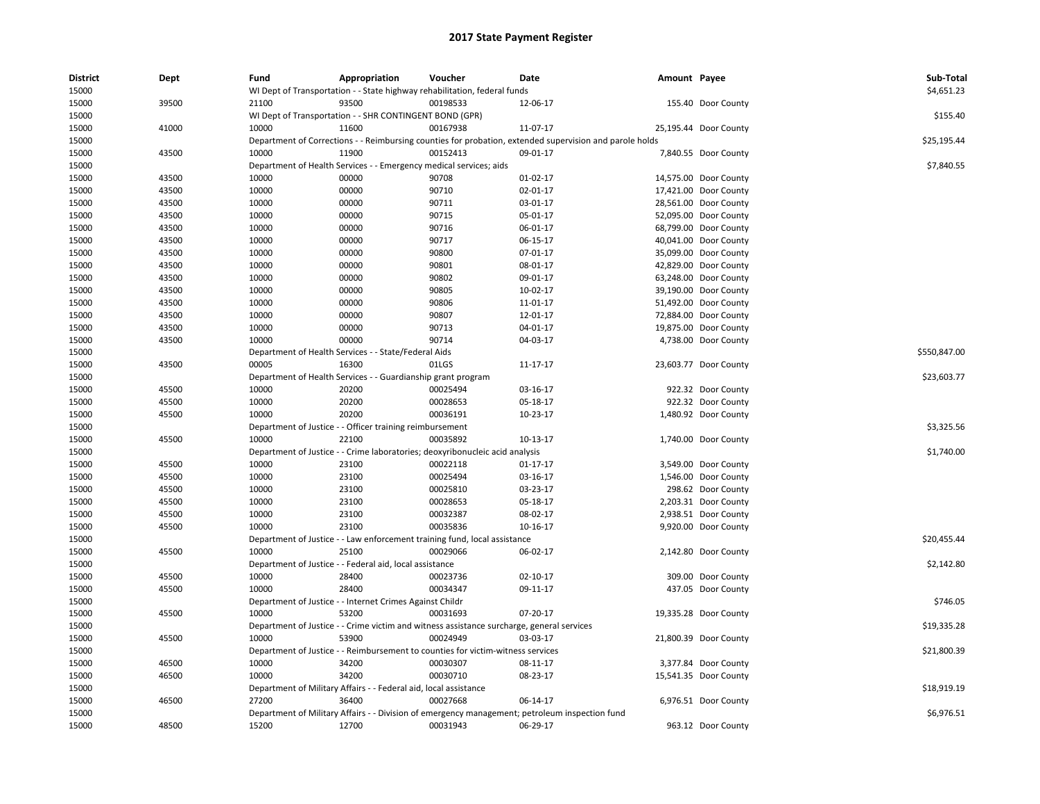## 2017 State Payment Register

| District | Dept | Fund | Appropriation | Voucher | Date | Amount | Payee | Sub-Total |
|---|---|---|---|---|---|---|---|---|
| 15000 | | WI Dept of Transportation - - State highway rehabilitation, federal funds | | | | | | $4,651.23 |
| 15000 | 39500 | 21100 | 93500 | 00198533 | 12-06-17 | 155.40 | Door County | |
| 15000 | | WI Dept of Transportation - - SHR CONTINGENT BOND (GPR) | | | | | | $155.40 |
| 15000 | 41000 | 10000 | 11600 | 00167938 | 11-07-17 | 25,195.44 | Door County | |
| 15000 | | Department of Corrections - - Reimbursing counties for probation, extended supervision and parole holds | | | | | | $25,195.44 |
| 15000 | 43500 | 10000 | 11900 | 00152413 | 09-01-17 | 7,840.55 | Door County | |
| 15000 | | Department of Health Services - - Emergency medical services; aids | | | | | | $7,840.55 |
| 15000 | 43500 | 10000 | 00000 | 90708 | 01-02-17 | 14,575.00 | Door County | |
| 15000 | 43500 | 10000 | 00000 | 90710 | 02-01-17 | 17,421.00 | Door County | |
| 15000 | 43500 | 10000 | 00000 | 90711 | 03-01-17 | 28,561.00 | Door County | |
| 15000 | 43500 | 10000 | 00000 | 90715 | 05-01-17 | 52,095.00 | Door County | |
| 15000 | 43500 | 10000 | 00000 | 90716 | 06-01-17 | 68,799.00 | Door County | |
| 15000 | 43500 | 10000 | 00000 | 90717 | 06-15-17 | 40,041.00 | Door County | |
| 15000 | 43500 | 10000 | 00000 | 90800 | 07-01-17 | 35,099.00 | Door County | |
| 15000 | 43500 | 10000 | 00000 | 90801 | 08-01-17 | 42,829.00 | Door County | |
| 15000 | 43500 | 10000 | 00000 | 90802 | 09-01-17 | 63,248.00 | Door County | |
| 15000 | 43500 | 10000 | 00000 | 90805 | 10-02-17 | 39,190.00 | Door County | |
| 15000 | 43500 | 10000 | 00000 | 90806 | 11-01-17 | 51,492.00 | Door County | |
| 15000 | 43500 | 10000 | 00000 | 90807 | 12-01-17 | 72,884.00 | Door County | |
| 15000 | 43500 | 10000 | 00000 | 90713 | 04-01-17 | 19,875.00 | Door County | |
| 15000 | 43500 | 10000 | 00000 | 90714 | 04-03-17 | 4,738.00 | Door County | |
| 15000 | | Department of Health Services - - State/Federal Aids | | | | | | $550,847.00 |
| 15000 | 43500 | 00005 | 16300 | 01LGS | 11-17-17 | 23,603.77 | Door County | |
| 15000 | | Department of Health Services - - Guardianship grant program | | | | | | $23,603.77 |
| 15000 | 45500 | 10000 | 20200 | 00025494 | 03-16-17 | 922.32 | Door County | |
| 15000 | 45500 | 10000 | 20200 | 00028653 | 05-18-17 | 922.32 | Door County | |
| 15000 | 45500 | 10000 | 20200 | 00036191 | 10-23-17 | 1,480.92 | Door County | |
| 15000 | | Department of Justice - - Officer training reimbursement | | | | | | $3,325.56 |
| 15000 | 45500 | 10000 | 22100 | 00035892 | 10-13-17 | 1,740.00 | Door County | |
| 15000 | | Department of Justice - - Crime laboratories; deoxyribonucleic acid analysis | | | | | | $1,740.00 |
| 15000 | 45500 | 10000 | 23100 | 00022118 | 01-17-17 | 3,549.00 | Door County | |
| 15000 | 45500 | 10000 | 23100 | 00025494 | 03-16-17 | 1,546.00 | Door County | |
| 15000 | 45500 | 10000 | 23100 | 00025810 | 03-23-17 | 298.62 | Door County | |
| 15000 | 45500 | 10000 | 23100 | 00028653 | 05-18-17 | 2,203.31 | Door County | |
| 15000 | 45500 | 10000 | 23100 | 00032387 | 08-02-17 | 2,938.51 | Door County | |
| 15000 | 45500 | 10000 | 23100 | 00035836 | 10-16-17 | 9,920.00 | Door County | |
| 15000 | | Department of Justice - - Law enforcement training fund, local assistance | | | | | | $20,455.44 |
| 15000 | 45500 | 10000 | 25100 | 00029066 | 06-02-17 | 2,142.80 | Door County | |
| 15000 | | Department of Justice - - Federal aid, local assistance | | | | | | $2,142.80 |
| 15000 | 45500 | 10000 | 28400 | 00023736 | 02-10-17 | 309.00 | Door County | |
| 15000 | 45500 | 10000 | 28400 | 00034347 | 09-11-17 | 437.05 | Door County | |
| 15000 | | Department of Justice - - Internet Crimes Against Childr | | | | | | $746.05 |
| 15000 | 45500 | 10000 | 53200 | 00031693 | 07-20-17 | 19,335.28 | Door County | |
| 15000 | | Department of Justice - - Crime victim and witness assistance surcharge, general services | | | | | | $19,335.28 |
| 15000 | 45500 | 10000 | 53900 | 00024949 | 03-03-17 | 21,800.39 | Door County | |
| 15000 | | Department of Justice - - Reimbursement to counties for victim-witness services | | | | | | $21,800.39 |
| 15000 | 46500 | 10000 | 34200 | 00030307 | 08-11-17 | 3,377.84 | Door County | |
| 15000 | 46500 | 10000 | 34200 | 00030710 | 08-23-17 | 15,541.35 | Door County | |
| 15000 | | Department of Military Affairs - - Federal aid, local assistance | | | | | | $18,919.19 |
| 15000 | 46500 | 27200 | 36400 | 00027668 | 06-14-17 | 6,976.51 | Door County | |
| 15000 | | Department of Military Affairs - - Division of emergency management; petroleum inspection fund | | | | | | $6,976.51 |
| 15000 | 48500 | 15200 | 12700 | 00031943 | 06-29-17 | 963.12 | Door County | |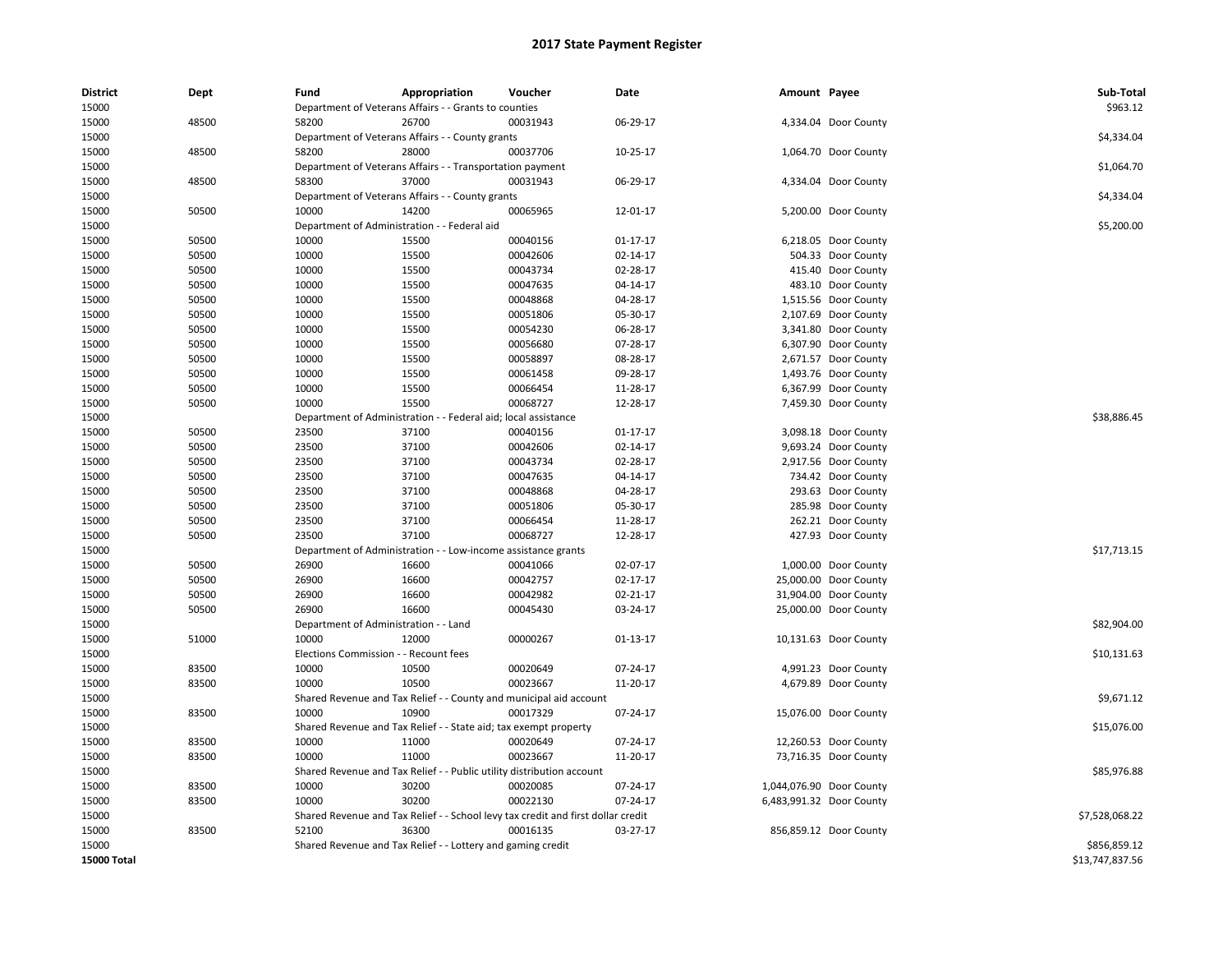# 2017 State Payment Register

| District | Dept | Fund | Appropriation | Voucher | Date | Amount | Payee | Sub-Total |
|---|---|---|---|---|---|---|---|---|
| 15000 | | Department of Veterans Affairs - - Grants to counties | | | | | | $963.12 |
| 15000 | 48500 | 58200 | 26700 | 00031943 | 06-29-17 | 4,334.04 | Door County | |
| 15000 | | Department of Veterans Affairs - - County grants | | | | | | $4,334.04 |
| 15000 | 48500 | 58200 | 28000 | 00037706 | 10-25-17 | 1,064.70 | Door County | |
| 15000 | | Department of Veterans Affairs - - Transportation payment | | | | | | $1,064.70 |
| 15000 | 48500 | 58300 | 37000 | 00031943 | 06-29-17 | 4,334.04 | Door County | |
| 15000 | | Department of Veterans Affairs - - County grants | | | | | | $4,334.04 |
| 15000 | 50500 | 10000 | 14200 | 00065965 | 12-01-17 | 5,200.00 | Door County | |
| 15000 | | Department of Administration - - Federal aid | | | | | | $5,200.00 |
| 15000 | 50500 | 10000 | 15500 | 00040156 | 01-17-17 | 6,218.05 | Door County | |
| 15000 | 50500 | 10000 | 15500 | 00042606 | 02-14-17 | 504.33 | Door County | |
| 15000 | 50500 | 10000 | 15500 | 00043734 | 02-28-17 | 415.40 | Door County | |
| 15000 | 50500 | 10000 | 15500 | 00047635 | 04-14-17 | 483.10 | Door County | |
| 15000 | 50500 | 10000 | 15500 | 00048868 | 04-28-17 | 1,515.56 | Door County | |
| 15000 | 50500 | 10000 | 15500 | 00051806 | 05-30-17 | 2,107.69 | Door County | |
| 15000 | 50500 | 10000 | 15500 | 00054230 | 06-28-17 | 3,341.80 | Door County | |
| 15000 | 50500 | 10000 | 15500 | 00056680 | 07-28-17 | 6,307.90 | Door County | |
| 15000 | 50500 | 10000 | 15500 | 00058897 | 08-28-17 | 2,671.57 | Door County | |
| 15000 | 50500 | 10000 | 15500 | 00061458 | 09-28-17 | 1,493.76 | Door County | |
| 15000 | 50500 | 10000 | 15500 | 00066454 | 11-28-17 | 6,367.99 | Door County | |
| 15000 | 50500 | 10000 | 15500 | 00068727 | 12-28-17 | 7,459.30 | Door County | |
| 15000 | | Department of Administration - - Federal aid; local assistance | | | | | | $38,886.45 |
| 15000 | 50500 | 23500 | 37100 | 00040156 | 01-17-17 | 3,098.18 | Door County | |
| 15000 | 50500 | 23500 | 37100 | 00042606 | 02-14-17 | 9,693.24 | Door County | |
| 15000 | 50500 | 23500 | 37100 | 00043734 | 02-28-17 | 2,917.56 | Door County | |
| 15000 | 50500 | 23500 | 37100 | 00047635 | 04-14-17 | 734.42 | Door County | |
| 15000 | 50500 | 23500 | 37100 | 00048868 | 04-28-17 | 293.63 | Door County | |
| 15000 | 50500 | 23500 | 37100 | 00051806 | 05-30-17 | 285.98 | Door County | |
| 15000 | 50500 | 23500 | 37100 | 00066454 | 11-28-17 | 262.21 | Door County | |
| 15000 | 50500 | 23500 | 37100 | 00068727 | 12-28-17 | 427.93 | Door County | |
| 15000 | | Department of Administration - - Low-income assistance grants | | | | | | $17,713.15 |
| 15000 | 50500 | 26900 | 16600 | 00041066 | 02-07-17 | 1,000.00 | Door County | |
| 15000 | 50500 | 26900 | 16600 | 00042757 | 02-17-17 | 25,000.00 | Door County | |
| 15000 | 50500 | 26900 | 16600 | 00042982 | 02-21-17 | 31,904.00 | Door County | |
| 15000 | 50500 | 26900 | 16600 | 00045430 | 03-24-17 | 25,000.00 | Door County | |
| 15000 | | Department of Administration - - Land | | | | | | $82,904.00 |
| 15000 | 51000 | 10000 | 12000 | 00000267 | 01-13-17 | 10,131.63 | Door County | |
| 15000 | | Elections Commission - - Recount fees | | | | | | $10,131.63 |
| 15000 | 83500 | 10000 | 10500 | 00020649 | 07-24-17 | 4,991.23 | Door County | |
| 15000 | 83500 | 10000 | 10500 | 00023667 | 11-20-17 | 4,679.89 | Door County | |
| 15000 | | Shared Revenue and Tax Relief - - County and municipal aid account | | | | | | $9,671.12 |
| 15000 | 83500 | 10000 | 10900 | 00017329 | 07-24-17 | 15,076.00 | Door County | |
| 15000 | | Shared Revenue and Tax Relief - - State aid; tax exempt property | | | | | | $15,076.00 |
| 15000 | 83500 | 10000 | 11000 | 00020649 | 07-24-17 | 12,260.53 | Door County | |
| 15000 | 83500 | 10000 | 11000 | 00023667 | 11-20-17 | 73,716.35 | Door County | |
| 15000 | | Shared Revenue and Tax Relief - - Public utility distribution account | | | | | | $85,976.88 |
| 15000 | 83500 | 10000 | 30200 | 00020085 | 07-24-17 | 1,044,076.90 | Door County | |
| 15000 | 83500 | 10000 | 30200 | 00022130 | 07-24-17 | 6,483,991.32 | Door County | |
| 15000 | | Shared Revenue and Tax Relief - - School levy tax credit and first dollar credit | | | | | | $7,528,068.22 |
| 15000 | 83500 | 52100 | 36300 | 00016135 | 03-27-17 | 856,859.12 | Door County | |
| 15000 | | Shared Revenue and Tax Relief - - Lottery and gaming credit | | | | | | $856,859.12 |
| **15000 Total** | | | | | | | | $13,747,837.56 |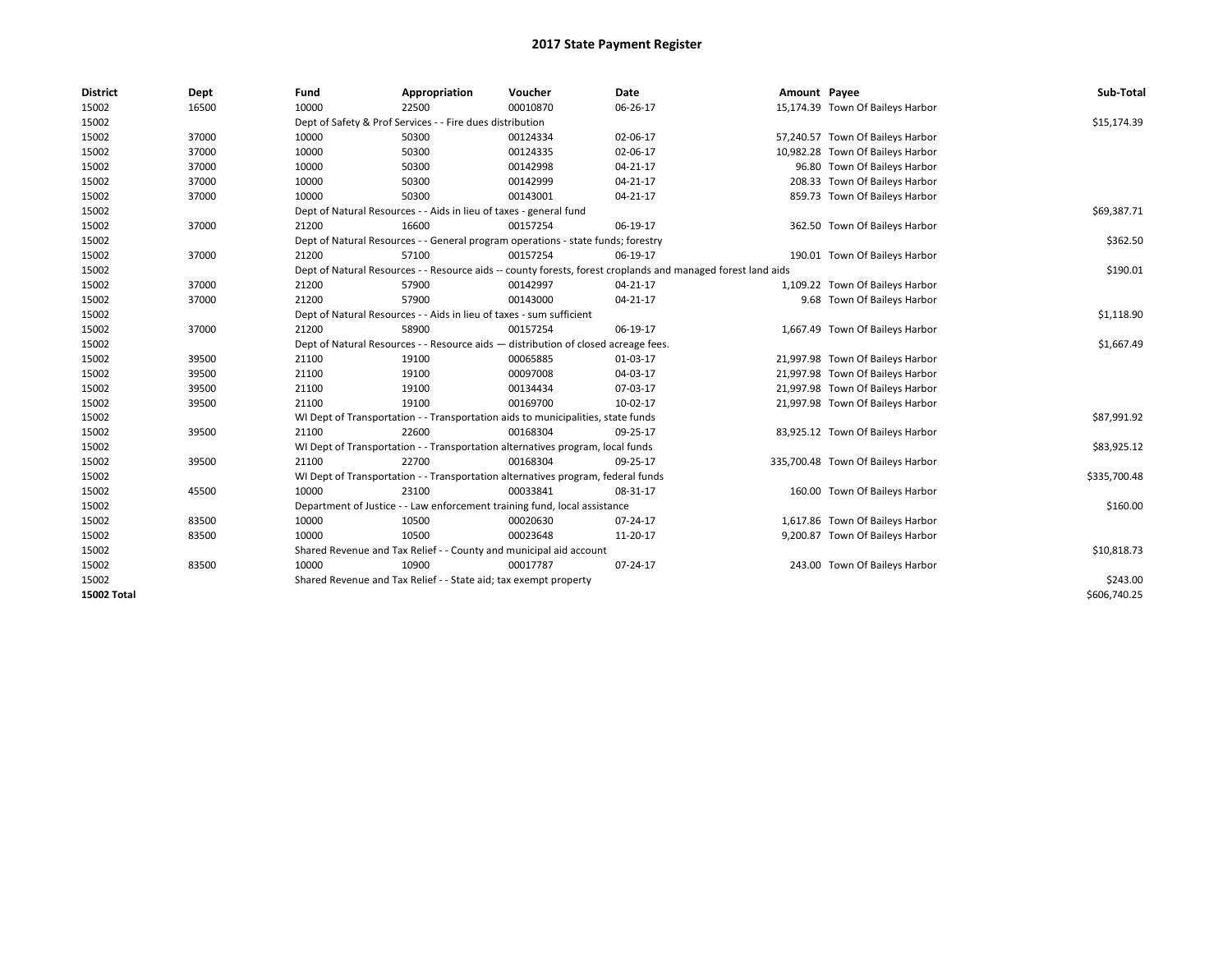# 2017 State Payment Register

| District | Dept | Fund | Appropriation | Voucher | Date | Amount | Payee | Sub-Total |
|---|---|---|---|---|---|---|---|---|
| 15002 | 16500 | 10000 | 22500 | 00010870 | 06-26-17 | 15,174.39 | Town Of Baileys Harbor | |
| 15002 | | Dept of Safety & Prof Services - - Fire dues distribution | | | | | | $15,174.39 |
| 15002 | 37000 | 10000 | 50300 | 00124334 | 02-06-17 | 57,240.57 | Town Of Baileys Harbor | |
| 15002 | 37000 | 10000 | 50300 | 00124335 | 02-06-17 | 10,982.28 | Town Of Baileys Harbor | |
| 15002 | 37000 | 10000 | 50300 | 00142998 | 04-21-17 | 96.80 | Town Of Baileys Harbor | |
| 15002 | 37000 | 10000 | 50300 | 00142999 | 04-21-17 | 208.33 | Town Of Baileys Harbor | |
| 15002 | 37000 | 10000 | 50300 | 00143001 | 04-21-17 | 859.73 | Town Of Baileys Harbor | |
| 15002 | | Dept of Natural Resources - - Aids in lieu of taxes - general fund | | | | | | $69,387.71 |
| 15002 | 37000 | 21200 | 16600 | 00157254 | 06-19-17 | 362.50 | Town Of Baileys Harbor | |
| 15002 | | Dept of Natural Resources - - General program operations - state funds; forestry | | | | | | $362.50 |
| 15002 | 37000 | 21200 | 57100 | 00157254 | 06-19-17 | 190.01 | Town Of Baileys Harbor | |
| 15002 | | Dept of Natural Resources - - Resource aids -- county forests, forest croplands and managed forest land aids | | | | | | $190.01 |
| 15002 | 37000 | 21200 | 57900 | 00142997 | 04-21-17 | 1,109.22 | Town Of Baileys Harbor | |
| 15002 | 37000 | 21200 | 57900 | 00143000 | 04-21-17 | 9.68 | Town Of Baileys Harbor | |
| 15002 | | Dept of Natural Resources - - Aids in lieu of taxes - sum sufficient | | | | | | $1,118.90 |
| 15002 | 37000 | 21200 | 58900 | 00157254 | 06-19-17 | 1,667.49 | Town Of Baileys Harbor | |
| 15002 | | Dept of Natural Resources - - Resource aids — distribution of closed acreage fees. | | | | | | $1,667.49 |
| 15002 | 39500 | 21100 | 19100 | 00065885 | 01-03-17 | 21,997.98 | Town Of Baileys Harbor | |
| 15002 | 39500 | 21100 | 19100 | 00097008 | 04-03-17 | 21,997.98 | Town Of Baileys Harbor | |
| 15002 | 39500 | 21100 | 19100 | 00134434 | 07-03-17 | 21,997.98 | Town Of Baileys Harbor | |
| 15002 | 39500 | 21100 | 19100 | 00169700 | 10-02-17 | 21,997.98 | Town Of Baileys Harbor | |
| 15002 | | WI Dept of Transportation - - Transportation aids to municipalities, state funds | | | | | | $87,991.92 |
| 15002 | 39500 | 21100 | 22600 | 00168304 | 09-25-17 | 83,925.12 | Town Of Baileys Harbor | |
| 15002 | | WI Dept of Transportation - - Transportation alternatives program, local funds | | | | | | $83,925.12 |
| 15002 | 39500 | 21100 | 22700 | 00168304 | 09-25-17 | 335,700.48 | Town Of Baileys Harbor | |
| 15002 | | WI Dept of Transportation - - Transportation alternatives program, federal funds | | | | | | $335,700.48 |
| 15002 | 45500 | 10000 | 23100 | 00033841 | 08-31-17 | 160.00 | Town Of Baileys Harbor | |
| 15002 | | Department of Justice - - Law enforcement training fund, local assistance | | | | | | $160.00 |
| 15002 | 83500 | 10000 | 10500 | 00020630 | 07-24-17 | 1,617.86 | Town Of Baileys Harbor | |
| 15002 | 83500 | 10000 | 10500 | 00023648 | 11-20-17 | 9,200.87 | Town Of Baileys Harbor | |
| 15002 | | Shared Revenue and Tax Relief - - County and municipal aid account | | | | | | $10,818.73 |
| 15002 | 83500 | 10000 | 10900 | 00017787 | 07-24-17 | 243.00 | Town Of Baileys Harbor | |
| 15002 | | Shared Revenue and Tax Relief - - State aid; tax exempt property | | | | | | $243.00 |
| **15002 Total** | | | | | | | | $606,740.25 |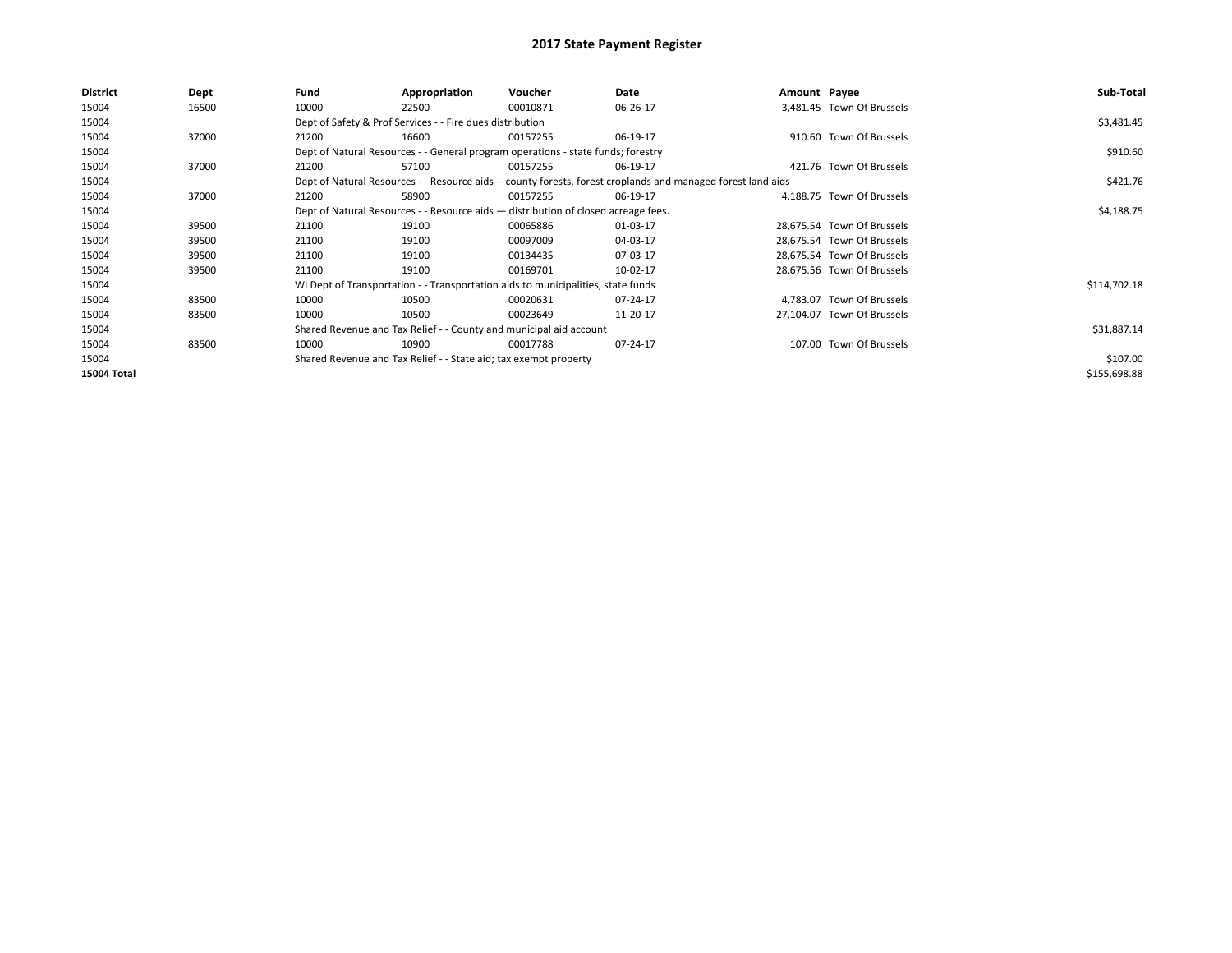# 2017 State Payment Register

| District | Dept | Fund | Appropriation | Voucher | Date | Amount | Payee | Sub-Total |
|---|---|---|---|---|---|---|---|---|
| 15004 | 16500 | 10000 | 22500 | 00010871 | 06-26-17 | 3,481.45 | Town Of Brussels | |
| 15004 | | Dept of Safety & Prof Services - - Fire dues distribution | | | | | | $3,481.45 |
| 15004 | 37000 | 21200 | 16600 | 00157255 | 06-19-17 | 910.60 | Town Of Brussels | |
| 15004 | | Dept of Natural Resources - - General program operations - state funds; forestry | | | | | | $910.60 |
| 15004 | 37000 | 21200 | 57100 | 00157255 | 06-19-17 | 421.76 | Town Of Brussels | |
| 15004 | | Dept of Natural Resources - - Resource aids -- county forests, forest croplands and managed forest land aids | | | | | | $421.76 |
| 15004 | 37000 | 21200 | 58900 | 00157255 | 06-19-17 | 4,188.75 | Town Of Brussels | |
| 15004 | | Dept of Natural Resources - - Resource aids — distribution of closed acreage fees. | | | | | | $4,188.75 |
| 15004 | 39500 | 21100 | 19100 | 00065886 | 01-03-17 | 28,675.54 | Town Of Brussels | |
| 15004 | 39500 | 21100 | 19100 | 00097009 | 04-03-17 | 28,675.54 | Town Of Brussels | |
| 15004 | 39500 | 21100 | 19100 | 00134435 | 07-03-17 | 28,675.54 | Town Of Brussels | |
| 15004 | 39500 | 21100 | 19100 | 00169701 | 10-02-17 | 28,675.56 | Town Of Brussels | |
| 15004 | | WI Dept of Transportation - - Transportation aids to municipalities, state funds | | | | | | $114,702.18 |
| 15004 | 83500 | 10000 | 10500 | 00020631 | 07-24-17 | 4,783.07 | Town Of Brussels | |
| 15004 | 83500 | 10000 | 10500 | 00023649 | 11-20-17 | 27,104.07 | Town Of Brussels | |
| 15004 | | Shared Revenue and Tax Relief - - County and municipal aid account | | | | | | $31,887.14 |
| 15004 | 83500 | 10000 | 10900 | 00017788 | 07-24-17 | 107.00 | Town Of Brussels | |
| 15004 | | Shared Revenue and Tax Relief - - State aid; tax exempt property | | | | | | $107.00 |
| **15004 Total** | | | | | | | | $155,698.88 |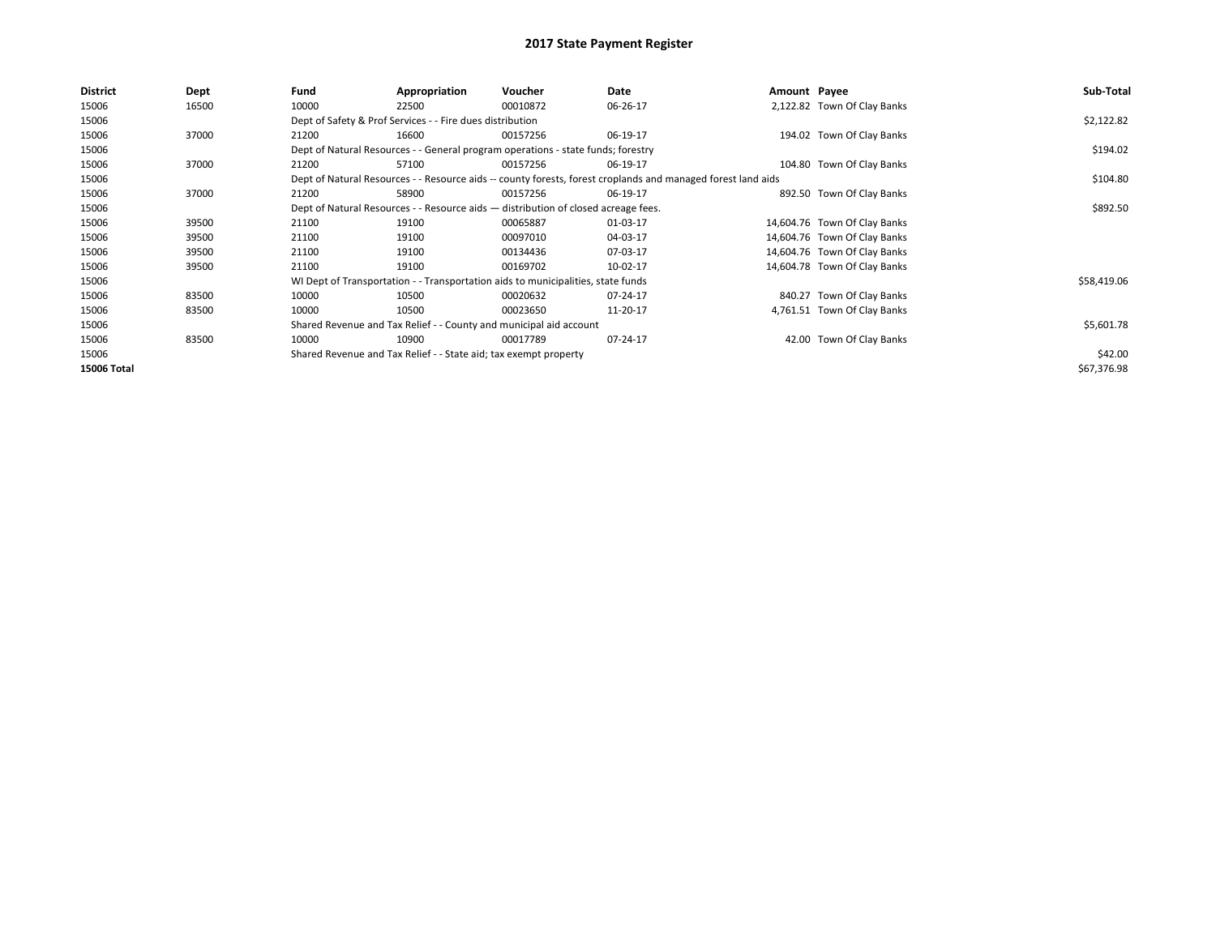# 2017 State Payment Register

| District | Dept | Fund | Appropriation | Voucher | Date | Amount | Payee | Sub-Total |
|---|---|---|---|---|---|---|---|---|
| 15006 | 16500 | 10000 | 22500 | 00010872 | 06-26-17 | 2,122.82 | Town Of Clay Banks | |
| 15006 | | Dept of Safety & Prof Services - - Fire dues distribution | | | | | | $2,122.82 |
| 15006 | 37000 | 21200 | 16600 | 00157256 | 06-19-17 | 194.02 | Town Of Clay Banks | |
| 15006 | | Dept of Natural Resources - - General program operations - state funds; forestry | | | | | | $194.02 |
| 15006 | 37000 | 21200 | 57100 | 00157256 | 06-19-17 | 104.80 | Town Of Clay Banks | |
| 15006 | | Dept of Natural Resources - - Resource aids -- county forests, forest croplands and managed forest land aids | | | | | | $104.80 |
| 15006 | 37000 | 21200 | 58900 | 00157256 | 06-19-17 | 892.50 | Town Of Clay Banks | |
| 15006 | | Dept of Natural Resources - - Resource aids — distribution of closed acreage fees. | | | | | | $892.50 |
| 15006 | 39500 | 21100 | 19100 | 00065887 | 01-03-17 | 14,604.76 | Town Of Clay Banks | |
| 15006 | 39500 | 21100 | 19100 | 00097010 | 04-03-17 | 14,604.76 | Town Of Clay Banks | |
| 15006 | 39500 | 21100 | 19100 | 00134436 | 07-03-17 | 14,604.76 | Town Of Clay Banks | |
| 15006 | 39500 | 21100 | 19100 | 00169702 | 10-02-17 | 14,604.78 | Town Of Clay Banks | |
| 15006 | | WI Dept of Transportation - - Transportation aids to municipalities, state funds | | | | | | $58,419.06 |
| 15006 | 83500 | 10000 | 10500 | 00020632 | 07-24-17 | 840.27 | Town Of Clay Banks | |
| 15006 | 83500 | 10000 | 10500 | 00023650 | 11-20-17 | 4,761.51 | Town Of Clay Banks | |
| 15006 | | Shared Revenue and Tax Relief - - County and municipal aid account | | | | | | $5,601.78 |
| 15006 | 83500 | 10000 | 10900 | 00017789 | 07-24-17 | 42.00 | Town Of Clay Banks | |
| 15006 | | Shared Revenue and Tax Relief - - State aid; tax exempt property | | | | | | $42.00 |
| **15006 Total** | | | | | | | | $67,376.98 |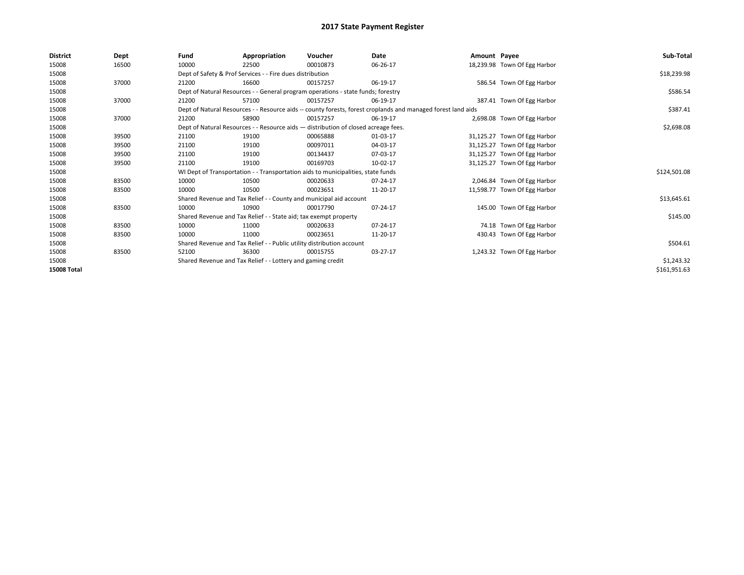# 2017 State Payment Register

| District | Dept | Fund | Appropriation | Voucher | Date | Amount | Payee | Sub-Total |
|---|---|---|---|---|---|---|---|---|
| 15008 | 16500 | 10000 | 22500 | 00010873 | 06-26-17 | 18,239.98 | Town Of Egg Harbor | |
| 15008 | | Dept of Safety & Prof Services - - Fire dues distribution | | | | | | $18,239.98 |
| 15008 | 37000 | 21200 | 16600 | 00157257 | 06-19-17 | 586.54 | Town Of Egg Harbor | |
| 15008 | | Dept of Natural Resources - - General program operations - state funds; forestry | | | | | | $586.54 |
| 15008 | 37000 | 21200 | 57100 | 00157257 | 06-19-17 | 387.41 | Town Of Egg Harbor | |
| 15008 | | Dept of Natural Resources - - Resource aids -- county forests, forest croplands and managed forest land aids | | | | | | $387.41 |
| 15008 | 37000 | 21200 | 58900 | 00157257 | 06-19-17 | 2,698.08 | Town Of Egg Harbor | |
| 15008 | | Dept of Natural Resources - - Resource aids — distribution of closed acreage fees. | | | | | | $2,698.08 |
| 15008 | 39500 | 21100 | 19100 | 00065888 | 01-03-17 | 31,125.27 | Town Of Egg Harbor | |
| 15008 | 39500 | 21100 | 19100 | 00097011 | 04-03-17 | 31,125.27 | Town Of Egg Harbor | |
| 15008 | 39500 | 21100 | 19100 | 00134437 | 07-03-17 | 31,125.27 | Town Of Egg Harbor | |
| 15008 | 39500 | 21100 | 19100 | 00169703 | 10-02-17 | 31,125.27 | Town Of Egg Harbor | |
| 15008 | | WI Dept of Transportation - - Transportation aids to municipalities, state funds | | | | | | $124,501.08 |
| 15008 | 83500 | 10000 | 10500 | 00020633 | 07-24-17 | 2,046.84 | Town Of Egg Harbor | |
| 15008 | 83500 | 10000 | 10500 | 00023651 | 11-20-17 | 11,598.77 | Town Of Egg Harbor | |
| 15008 | | Shared Revenue and Tax Relief - - County and municipal aid account | | | | | | $13,645.61 |
| 15008 | 83500 | 10000 | 10900 | 00017790 | 07-24-17 | 145.00 | Town Of Egg Harbor | |
| 15008 | | Shared Revenue and Tax Relief - - State aid; tax exempt property | | | | | | $145.00 |
| 15008 | 83500 | 10000 | 11000 | 00020633 | 07-24-17 | 74.18 | Town Of Egg Harbor | |
| 15008 | 83500 | 10000 | 11000 | 00023651 | 11-20-17 | 430.43 | Town Of Egg Harbor | |
| 15008 | | Shared Revenue and Tax Relief - - Public utility distribution account | | | | | | $504.61 |
| 15008 | 83500 | 52100 | 36300 | 00015755 | 03-27-17 | 1,243.32 | Town Of Egg Harbor | |
| 15008 | | Shared Revenue and Tax Relief - - Lottery and gaming credit | | | | | | $1,243.32 |
| **15008 Total** | | | | | | | | $161,951.63 |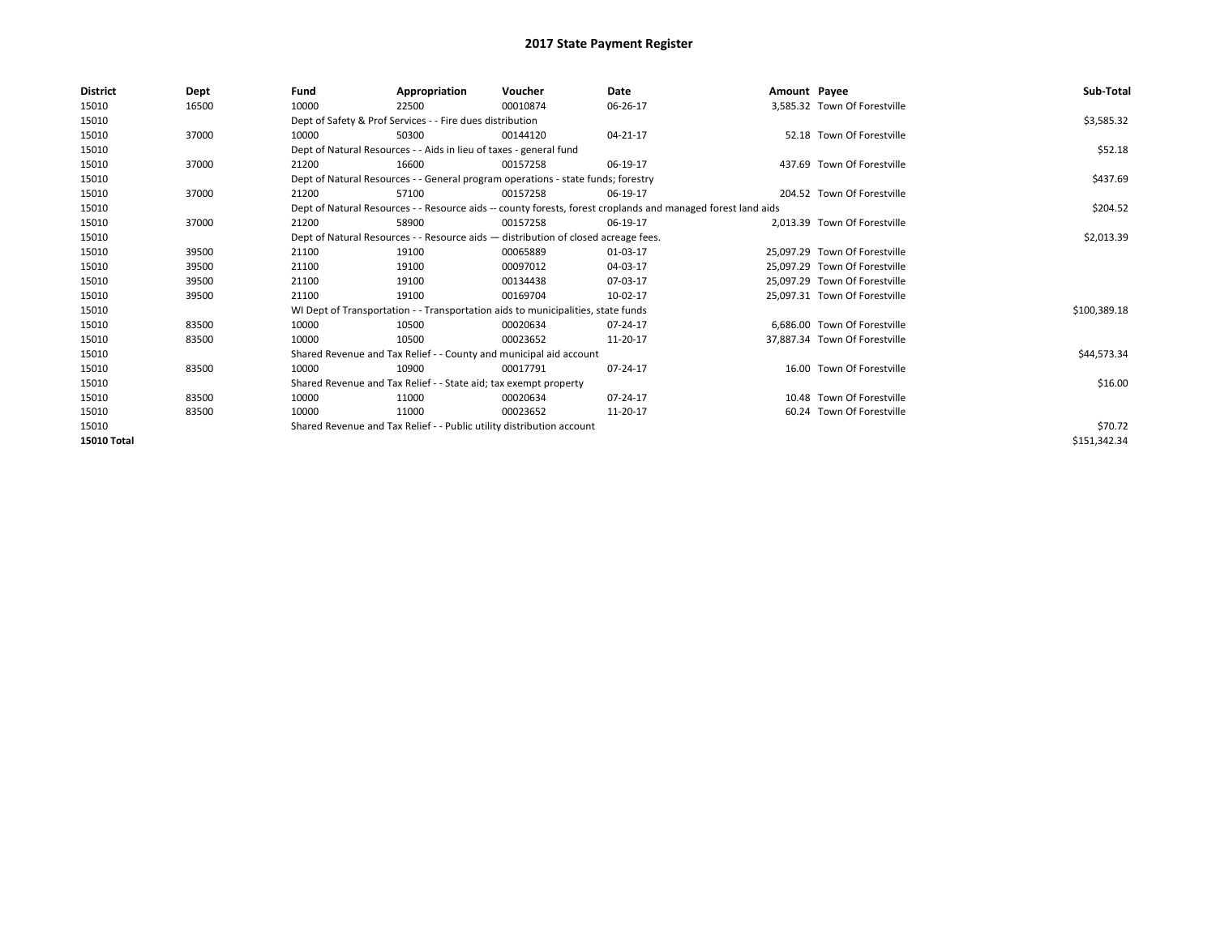# 2017 State Payment Register

| District | Dept | Fund | Appropriation | Voucher | Date | Amount | Payee | Sub-Total |
|---|---|---|---|---|---|---|---|---|
| 15010 | 16500 | 10000 | 22500 | 00010874 | 06-26-17 | 3,585.32 | Town Of Forestville | |
| 15010 | | Dept of Safety & Prof Services - - Fire dues distribution | | | | | | $3,585.32 |
| 15010 | 37000 | 10000 | 50300 | 00144120 | 04-21-17 | 52.18 | Town Of Forestville | |
| 15010 | | Dept of Natural Resources - - Aids in lieu of taxes - general fund | | | | | | $52.18 |
| 15010 | 37000 | 21200 | 16600 | 00157258 | 06-19-17 | 437.69 | Town Of Forestville | |
| 15010 | | Dept of Natural Resources - - General program operations - state funds; forestry | | | | | | $437.69 |
| 15010 | 37000 | 21200 | 57100 | 00157258 | 06-19-17 | 204.52 | Town Of Forestville | |
| 15010 | | Dept of Natural Resources - - Resource aids -- county forests, forest croplands and managed forest land aids | | | | | | $204.52 |
| 15010 | 37000 | 21200 | 58900 | 00157258 | 06-19-17 | 2,013.39 | Town Of Forestville | |
| 15010 | | Dept of Natural Resources - - Resource aids — distribution of closed acreage fees. | | | | | | $2,013.39 |
| 15010 | 39500 | 21100 | 19100 | 00065889 | 01-03-17 | 25,097.29 | Town Of Forestville | |
| 15010 | 39500 | 21100 | 19100 | 00097012 | 04-03-17 | 25,097.29 | Town Of Forestville | |
| 15010 | 39500 | 21100 | 19100 | 00134438 | 07-03-17 | 25,097.29 | Town Of Forestville | |
| 15010 | 39500 | 21100 | 19100 | 00169704 | 10-02-17 | 25,097.31 | Town Of Forestville | |
| 15010 | | WI Dept of Transportation - - Transportation aids to municipalities, state funds | | | | | | $100,389.18 |
| 15010 | 83500 | 10000 | 10500 | 00020634 | 07-24-17 | 6,686.00 | Town Of Forestville | |
| 15010 | 83500 | 10000 | 10500 | 00023652 | 11-20-17 | 37,887.34 | Town Of Forestville | |
| 15010 | | Shared Revenue and Tax Relief - - County and municipal aid account | | | | | | $44,573.34 |
| 15010 | 83500 | 10000 | 10900 | 00017791 | 07-24-17 | 16.00 | Town Of Forestville | |
| 15010 | | Shared Revenue and Tax Relief - - State aid; tax exempt property | | | | | | $16.00 |
| 15010 | 83500 | 10000 | 11000 | 00020634 | 07-24-17 | 10.48 | Town Of Forestville | |
| 15010 | 83500 | 10000 | 11000 | 00023652 | 11-20-17 | 60.24 | Town Of Forestville | |
| 15010 | | Shared Revenue and Tax Relief - - Public utility distribution account | | | | | | $70.72 |
| **15010 Total** | | | | | | | | $151,342.34 |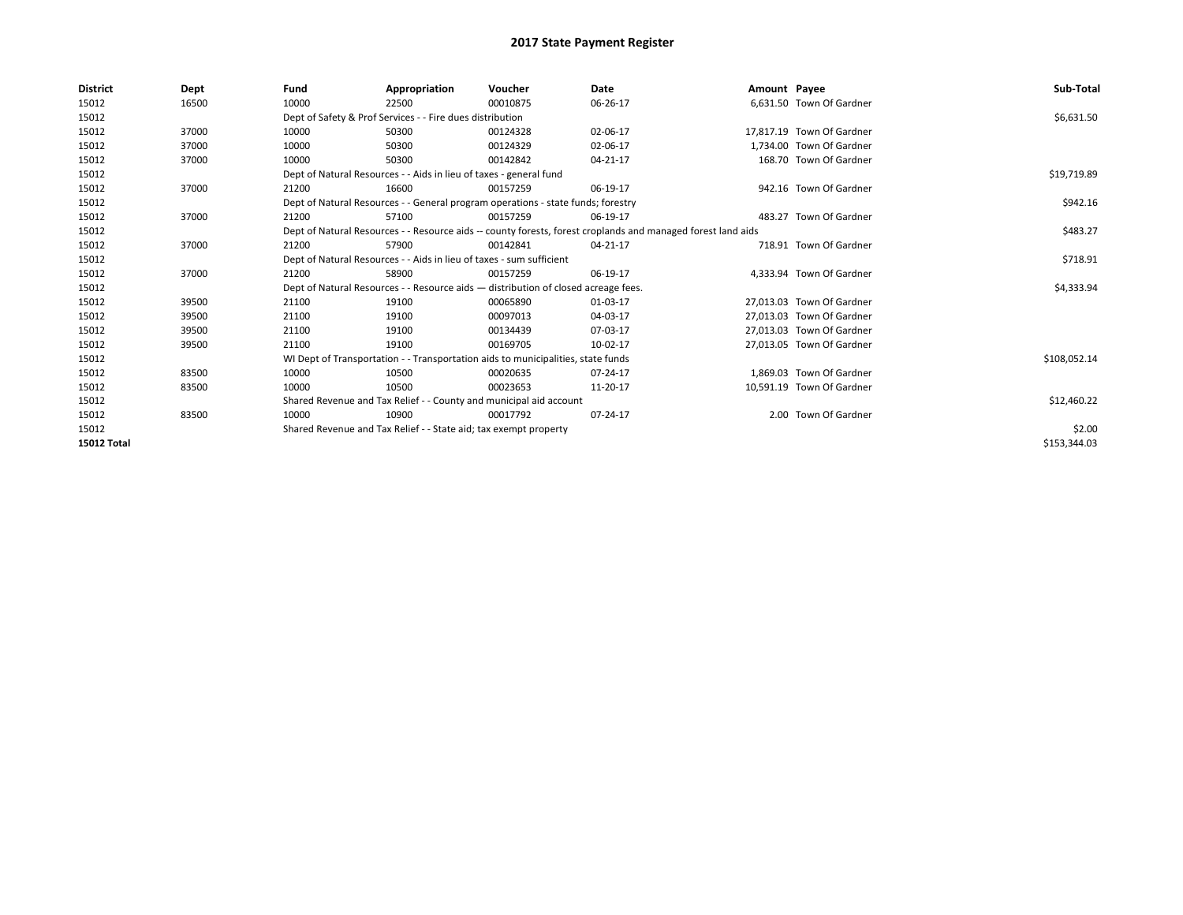# 2017 State Payment Register

| District | Dept | Fund | Appropriation | Voucher | Date | Amount | Payee | Sub-Total |
|---|---|---|---|---|---|---|---|---|
| 15012 | 16500 | 10000 | 22500 | 00010875 | 06-26-17 | 6,631.50 | Town Of Gardner | |
| 15012 | | Dept of Safety & Prof Services - - Fire dues distribution | | | | | | $6,631.50 |
| 15012 | 37000 | 10000 | 50300 | 00124328 | 02-06-17 | 17,817.19 | Town Of Gardner | |
| 15012 | 37000 | 10000 | 50300 | 00124329 | 02-06-17 | 1,734.00 | Town Of Gardner | |
| 15012 | 37000 | 10000 | 50300 | 00142842 | 04-21-17 | 168.70 | Town Of Gardner | |
| 15012 | | Dept of Natural Resources - - Aids in lieu of taxes - general fund | | | | | | $19,719.89 |
| 15012 | 37000 | 21200 | 16600 | 00157259 | 06-19-17 | 942.16 | Town Of Gardner | |
| 15012 | | Dept of Natural Resources - - General program operations - state funds; forestry | | | | | | $942.16 |
| 15012 | 37000 | 21200 | 57100 | 00157259 | 06-19-17 | 483.27 | Town Of Gardner | |
| 15012 | | Dept of Natural Resources - - Resource aids -- county forests, forest croplands and managed forest land aids | | | | | | $483.27 |
| 15012 | 37000 | 21200 | 57900 | 00142841 | 04-21-17 | 718.91 | Town Of Gardner | |
| 15012 | | Dept of Natural Resources - - Aids in lieu of taxes - sum sufficient | | | | | | $718.91 |
| 15012 | 37000 | 21200 | 58900 | 00157259 | 06-19-17 | 4,333.94 | Town Of Gardner | |
| 15012 | | Dept of Natural Resources - - Resource aids — distribution of closed acreage fees. | | | | | | $4,333.94 |
| 15012 | 39500 | 21100 | 19100 | 00065890 | 01-03-17 | 27,013.03 | Town Of Gardner | |
| 15012 | 39500 | 21100 | 19100 | 00097013 | 04-03-17 | 27,013.03 | Town Of Gardner | |
| 15012 | 39500 | 21100 | 19100 | 00134439 | 07-03-17 | 27,013.03 | Town Of Gardner | |
| 15012 | 39500 | 21100 | 19100 | 00169705 | 10-02-17 | 27,013.05 | Town Of Gardner | |
| 15012 | | WI Dept of Transportation - - Transportation aids to municipalities, state funds | | | | | | $108,052.14 |
| 15012 | 83500 | 10000 | 10500 | 00020635 | 07-24-17 | 1,869.03 | Town Of Gardner | |
| 15012 | 83500 | 10000 | 10500 | 00023653 | 11-20-17 | 10,591.19 | Town Of Gardner | |
| 15012 | | Shared Revenue and Tax Relief - - County and municipal aid account | | | | | | $12,460.22 |
| 15012 | 83500 | 10000 | 10900 | 00017792 | 07-24-17 | 2.00 | Town Of Gardner | |
| 15012 | | Shared Revenue and Tax Relief - - State aid; tax exempt property | | | | | | $2.00 |
| **15012 Total** | | | | | | | | $153,344.03 |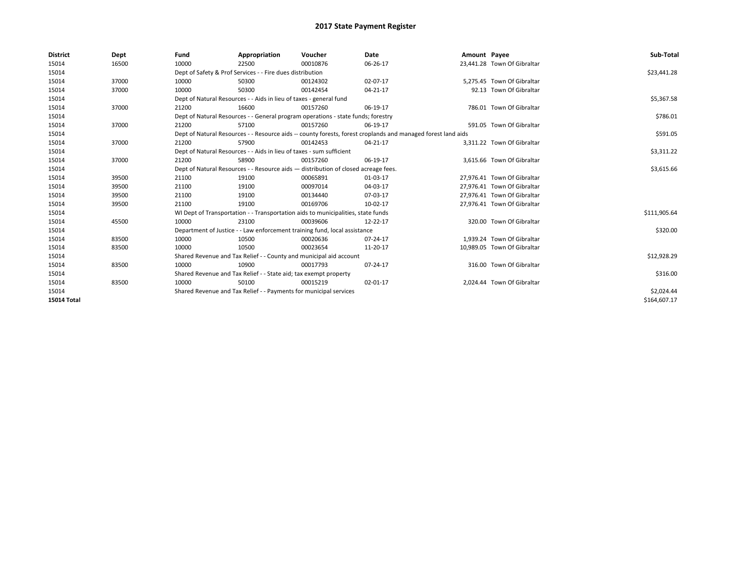# 2017 State Payment Register

| District | Dept | Fund | Appropriation | Voucher | Date | Amount | Payee | Sub-Total |
|---|---|---|---|---|---|---|---|---|
| 15014 | 16500 | 10000 | 22500 | 00010876 | 06-26-17 | 23,441.28 | Town Of Gibraltar | |
| 15014 | | Dept of Safety & Prof Services - - Fire dues distribution | | | | | | $23,441.28 |
| 15014 | 37000 | 10000 | 50300 | 00124302 | 02-07-17 | 5,275.45 | Town Of Gibraltar | |
| 15014 | 37000 | 10000 | 50300 | 00142454 | 04-21-17 | 92.13 | Town Of Gibraltar | |
| 15014 | | Dept of Natural Resources - - Aids in lieu of taxes - general fund | | | | | | $5,367.58 |
| 15014 | 37000 | 21200 | 16600 | 00157260 | 06-19-17 | 786.01 | Town Of Gibraltar | |
| 15014 | | Dept of Natural Resources - - General program operations - state funds; forestry | | | | | | $786.01 |
| 15014 | 37000 | 21200 | 57100 | 00157260 | 06-19-17 | 591.05 | Town Of Gibraltar | |
| 15014 | | Dept of Natural Resources - - Resource aids -- county forests, forest croplands and managed forest land aids | | | | | | $591.05 |
| 15014 | 37000 | 21200 | 57900 | 00142453 | 04-21-17 | 3,311.22 | Town Of Gibraltar | |
| 15014 | | Dept of Natural Resources - - Aids in lieu of taxes - sum sufficient | | | | | | $3,311.22 |
| 15014 | 37000 | 21200 | 58900 | 00157260 | 06-19-17 | 3,615.66 | Town Of Gibraltar | |
| 15014 | | Dept of Natural Resources - - Resource aids — distribution of closed acreage fees. | | | | | | $3,615.66 |
| 15014 | 39500 | 21100 | 19100 | 00065891 | 01-03-17 | 27,976.41 | Town Of Gibraltar | |
| 15014 | 39500 | 21100 | 19100 | 00097014 | 04-03-17 | 27,976.41 | Town Of Gibraltar | |
| 15014 | 39500 | 21100 | 19100 | 00134440 | 07-03-17 | 27,976.41 | Town Of Gibraltar | |
| 15014 | 39500 | 21100 | 19100 | 00169706 | 10-02-17 | 27,976.41 | Town Of Gibraltar | |
| 15014 | | WI Dept of Transportation - - Transportation aids to municipalities, state funds | | | | | | $111,905.64 |
| 15014 | 45500 | 10000 | 23100 | 00039606 | 12-22-17 | 320.00 | Town Of Gibraltar | |
| 15014 | | Department of Justice - - Law enforcement training fund, local assistance | | | | | | $320.00 |
| 15014 | 83500 | 10000 | 10500 | 00020636 | 07-24-17 | 1,939.24 | Town Of Gibraltar | |
| 15014 | 83500 | 10000 | 10500 | 00023654 | 11-20-17 | 10,989.05 | Town Of Gibraltar | |
| 15014 | | Shared Revenue and Tax Relief - - County and municipal aid account | | | | | | $12,928.29 |
| 15014 | 83500 | 10000 | 10900 | 00017793 | 07-24-17 | 316.00 | Town Of Gibraltar | |
| 15014 | | Shared Revenue and Tax Relief - - State aid; tax exempt property | | | | | | $316.00 |
| 15014 | 83500 | 10000 | 50100 | 00015219 | 02-01-17 | 2,024.44 | Town Of Gibraltar | |
| 15014 | | Shared Revenue and Tax Relief - - Payments for municipal services | | | | | | $2,024.44 |
| **15014 Total** | | | | | | | | $164,607.17 |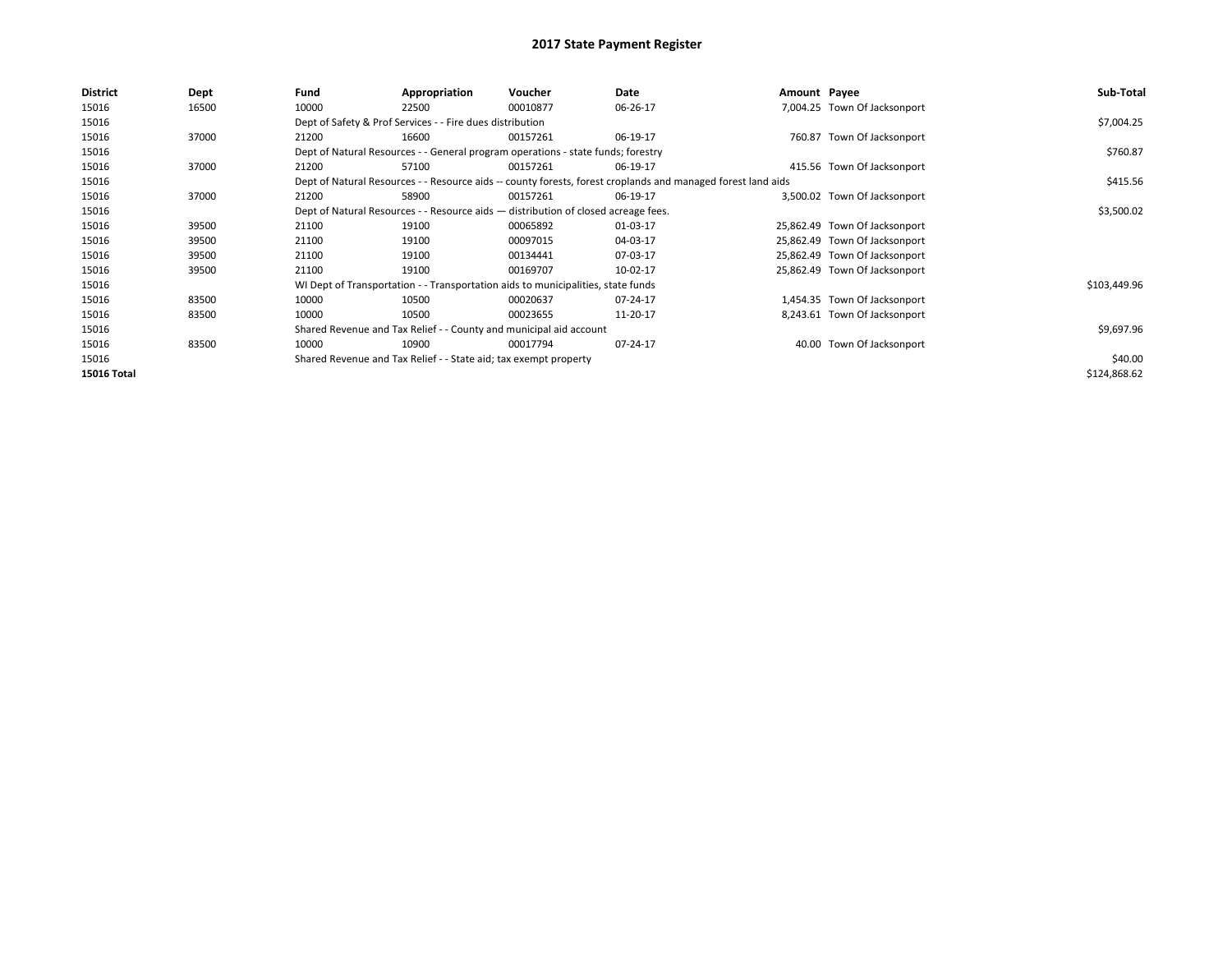# 2017 State Payment Register

| District | Dept | Fund | Appropriation | Voucher | Date | Amount | Payee | Sub-Total |
|---|---|---|---|---|---|---|---|---|
| 15016 | 16500 | 10000 | 22500 | 00010877 | 06-26-17 | 7,004.25 | Town Of Jacksonport | |
| 15016 | | Dept of Safety & Prof Services - - Fire dues distribution | | | | | | $7,004.25 |
| 15016 | 37000 | 21200 | 16600 | 00157261 | 06-19-17 | 760.87 | Town Of Jacksonport | |
| 15016 | | Dept of Natural Resources - - General program operations - state funds; forestry | | | | | | $760.87 |
| 15016 | 37000 | 21200 | 57100 | 00157261 | 06-19-17 | 415.56 | Town Of Jacksonport | |
| 15016 | | Dept of Natural Resources - - Resource aids -- county forests, forest croplands and managed forest land aids | | | | | | $415.56 |
| 15016 | 37000 | 21200 | 58900 | 00157261 | 06-19-17 | 3,500.02 | Town Of Jacksonport | |
| 15016 | | Dept of Natural Resources - - Resource aids — distribution of closed acreage fees. | | | | | | $3,500.02 |
| 15016 | 39500 | 21100 | 19100 | 00065892 | 01-03-17 | 25,862.49 | Town Of Jacksonport | |
| 15016 | 39500 | 21100 | 19100 | 00097015 | 04-03-17 | 25,862.49 | Town Of Jacksonport | |
| 15016 | 39500 | 21100 | 19100 | 00134441 | 07-03-17 | 25,862.49 | Town Of Jacksonport | |
| 15016 | 39500 | 21100 | 19100 | 00169707 | 10-02-17 | 25,862.49 | Town Of Jacksonport | |
| 15016 | | WI Dept of Transportation - - Transportation aids to municipalities, state funds | | | | | | $103,449.96 |
| 15016 | 83500 | 10000 | 10500 | 00020637 | 07-24-17 | 1,454.35 | Town Of Jacksonport | |
| 15016 | 83500 | 10000 | 10500 | 00023655 | 11-20-17 | 8,243.61 | Town Of Jacksonport | |
| 15016 | | Shared Revenue and Tax Relief - - County and municipal aid account | | | | | | $9,697.96 |
| 15016 | 83500 | 10000 | 10900 | 00017794 | 07-24-17 | 40.00 | Town Of Jacksonport | |
| 15016 | | Shared Revenue and Tax Relief - - State aid; tax exempt property | | | | | | $40.00 |
| **15016 Total** | | | | | | | | $124,868.62 |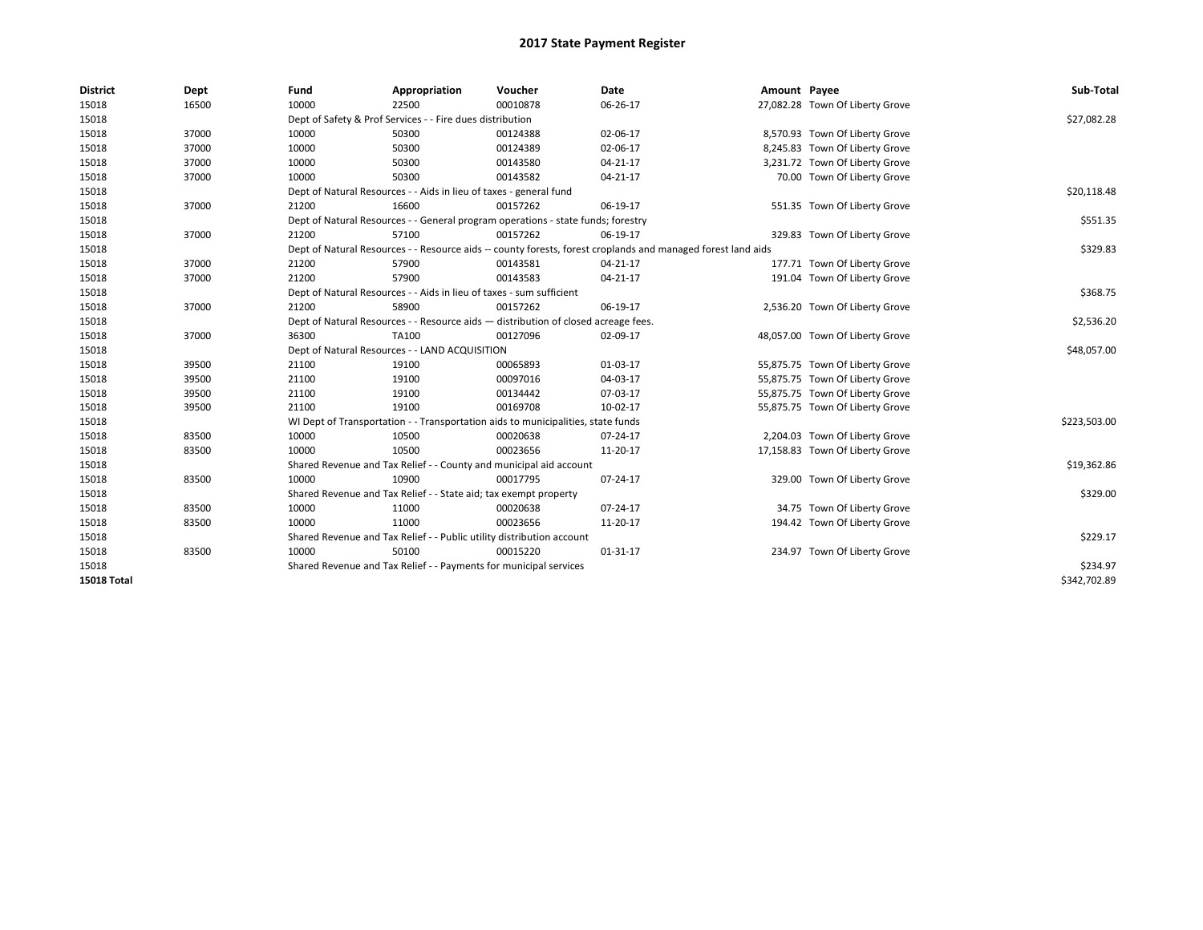# 2017 State Payment Register

| District | Dept | Fund | Appropriation | Voucher | Date | Amount | Payee | Sub-Total |
|---|---|---|---|---|---|---|---|---|
| 15018 | 16500 | 10000 | 22500 | 00010878 | 06-26-17 | 27,082.28 | Town Of Liberty Grove | |
| 15018 | | Dept of Safety & Prof Services - - Fire dues distribution | | | | | | $27,082.28 |
| 15018 | 37000 | 10000 | 50300 | 00124388 | 02-06-17 | 8,570.93 | Town Of Liberty Grove | |
| 15018 | 37000 | 10000 | 50300 | 00124389 | 02-06-17 | 8,245.83 | Town Of Liberty Grove | |
| 15018 | 37000 | 10000 | 50300 | 00143580 | 04-21-17 | 3,231.72 | Town Of Liberty Grove | |
| 15018 | 37000 | 10000 | 50300 | 00143582 | 04-21-17 | 70.00 | Town Of Liberty Grove | |
| 15018 | | Dept of Natural Resources - - Aids in lieu of taxes - general fund | | | | | | $20,118.48 |
| 15018 | 37000 | 21200 | 16600 | 00157262 | 06-19-17 | 551.35 | Town Of Liberty Grove | |
| 15018 | | Dept of Natural Resources - - General program operations - state funds; forestry | | | | | | $551.35 |
| 15018 | 37000 | 21200 | 57100 | 00157262 | 06-19-17 | 329.83 | Town Of Liberty Grove | |
| 15018 | | Dept of Natural Resources - - Resource aids -- county forests, forest croplands and managed forest land aids | | | | | | $329.83 |
| 15018 | 37000 | 21200 | 57900 | 00143581 | 04-21-17 | 177.71 | Town Of Liberty Grove | |
| 15018 | 37000 | 21200 | 57900 | 00143583 | 04-21-17 | 191.04 | Town Of Liberty Grove | |
| 15018 | | Dept of Natural Resources - - Aids in lieu of taxes - sum sufficient | | | | | | $368.75 |
| 15018 | 37000 | 21200 | 58900 | 00157262 | 06-19-17 | 2,536.20 | Town Of Liberty Grove | |
| 15018 | | Dept of Natural Resources - - Resource aids — distribution of closed acreage fees. | | | | | | $2,536.20 |
| 15018 | 37000 | 36300 | TA100 | 00127096 | 02-09-17 | 48,057.00 | Town Of Liberty Grove | |
| 15018 | | Dept of Natural Resources - - LAND ACQUISITION | | | | | | $48,057.00 |
| 15018 | 39500 | 21100 | 19100 | 00065893 | 01-03-17 | 55,875.75 | Town Of Liberty Grove | |
| 15018 | 39500 | 21100 | 19100 | 00097016 | 04-03-17 | 55,875.75 | Town Of Liberty Grove | |
| 15018 | 39500 | 21100 | 19100 | 00134442 | 07-03-17 | 55,875.75 | Town Of Liberty Grove | |
| 15018 | 39500 | 21100 | 19100 | 00169708 | 10-02-17 | 55,875.75 | Town Of Liberty Grove | |
| 15018 | | WI Dept of Transportation - - Transportation aids to municipalities, state funds | | | | | | $223,503.00 |
| 15018 | 83500 | 10000 | 10500 | 00020638 | 07-24-17 | 2,204.03 | Town Of Liberty Grove | |
| 15018 | 83500 | 10000 | 10500 | 00023656 | 11-20-17 | 17,158.83 | Town Of Liberty Grove | |
| 15018 | | Shared Revenue and Tax Relief - - County and municipal aid account | | | | | | $19,362.86 |
| 15018 | 83500 | 10000 | 10900 | 00017795 | 07-24-17 | 329.00 | Town Of Liberty Grove | |
| 15018 | | Shared Revenue and Tax Relief - - State aid; tax exempt property | | | | | | $329.00 |
| 15018 | 83500 | 10000 | 11000 | 00020638 | 07-24-17 | 34.75 | Town Of Liberty Grove | |
| 15018 | 83500 | 10000 | 11000 | 00023656 | 11-20-17 | 194.42 | Town Of Liberty Grove | |
| 15018 | | Shared Revenue and Tax Relief - - Public utility distribution account | | | | | | $229.17 |
| 15018 | 83500 | 10000 | 50100 | 00015220 | 01-31-17 | 234.97 | Town Of Liberty Grove | |
| 15018 | | Shared Revenue and Tax Relief - - Payments for municipal services | | | | | | $234.97 |
| **15018 Total** | | | | | | | | $342,702.89 |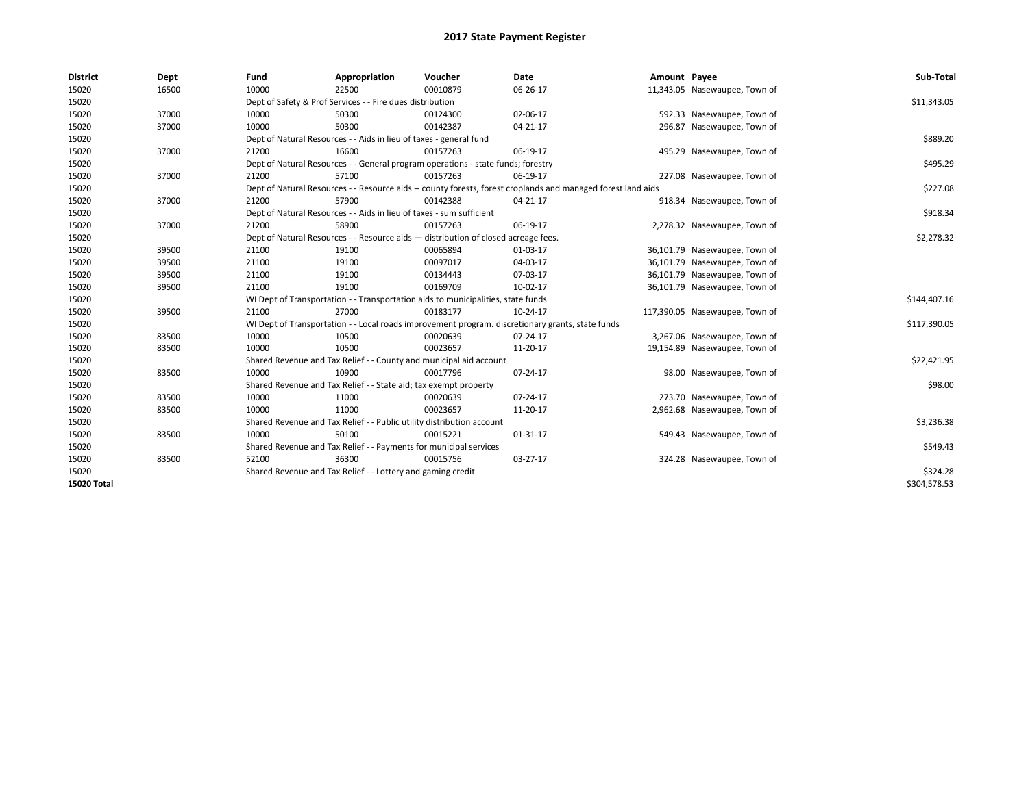# 2017 State Payment Register

| District | Dept | Fund | Appropriation | Voucher | Date | Amount | Payee | Sub-Total |
|---|---|---|---|---|---|---|---|---|
| 15020 | 16500 | 10000 | 22500 | 00010879 | 06-26-17 | 11,343.05 | Nasewaupee, Town of | |
| 15020 | | Dept of Safety & Prof Services - - Fire dues distribution | | | | | | $11,343.05 |
| 15020 | 37000 | 10000 | 50300 | 00124300 | 02-06-17 | 592.33 | Nasewaupee, Town of | |
| 15020 | 37000 | 10000 | 50300 | 00142387 | 04-21-17 | 296.87 | Nasewaupee, Town of | |
| 15020 | | Dept of Natural Resources - - Aids in lieu of taxes - general fund | | | | | | $889.20 |
| 15020 | 37000 | 21200 | 16600 | 00157263 | 06-19-17 | 495.29 | Nasewaupee, Town of | |
| 15020 | | Dept of Natural Resources - - General program operations - state funds; forestry | | | | | | $495.29 |
| 15020 | 37000 | 21200 | 57100 | 00157263 | 06-19-17 | 227.08 | Nasewaupee, Town of | |
| 15020 | | Dept of Natural Resources - - Resource aids -- county forests, forest croplands and managed forest land aids | | | | | | $227.08 |
| 15020 | 37000 | 21200 | 57900 | 00142388 | 04-21-17 | 918.34 | Nasewaupee, Town of | |
| 15020 | | Dept of Natural Resources - - Aids in lieu of taxes - sum sufficient | | | | | | $918.34 |
| 15020 | 37000 | 21200 | 58900 | 00157263 | 06-19-17 | 2,278.32 | Nasewaupee, Town of | |
| 15020 | | Dept of Natural Resources - - Resource aids — distribution of closed acreage fees. | | | | | | $2,278.32 |
| 15020 | 39500 | 21100 | 19100 | 00065894 | 01-03-17 | 36,101.79 | Nasewaupee, Town of | |
| 15020 | 39500 | 21100 | 19100 | 00097017 | 04-03-17 | 36,101.79 | Nasewaupee, Town of | |
| 15020 | 39500 | 21100 | 19100 | 00134443 | 07-03-17 | 36,101.79 | Nasewaupee, Town of | |
| 15020 | 39500 | 21100 | 19100 | 00169709 | 10-02-17 | 36,101.79 | Nasewaupee, Town of | |
| 15020 | | WI Dept of Transportation - - Transportation aids to municipalities, state funds | | | | | | $144,407.16 |
| 15020 | 39500 | 21100 | 27000 | 00183177 | 10-24-17 | 117,390.05 | Nasewaupee, Town of | |
| 15020 | | WI Dept of Transportation - - Local roads improvement program. discretionary grants, state funds | | | | | | $117,390.05 |
| 15020 | 83500 | 10000 | 10500 | 00020639 | 07-24-17 | 3,267.06 | Nasewaupee, Town of | |
| 15020 | 83500 | 10000 | 10500 | 00023657 | 11-20-17 | 19,154.89 | Nasewaupee, Town of | |
| 15020 | | Shared Revenue and Tax Relief - - County and municipal aid account | | | | | | $22,421.95 |
| 15020 | 83500 | 10000 | 10900 | 00017796 | 07-24-17 | 98.00 | Nasewaupee, Town of | |
| 15020 | | Shared Revenue and Tax Relief - - State aid; tax exempt property | | | | | | $98.00 |
| 15020 | 83500 | 10000 | 11000 | 00020639 | 07-24-17 | 273.70 | Nasewaupee, Town of | |
| 15020 | 83500 | 10000 | 11000 | 00023657 | 11-20-17 | 2,962.68 | Nasewaupee, Town of | |
| 15020 | | Shared Revenue and Tax Relief - - Public utility distribution account | | | | | | $3,236.38 |
| 15020 | 83500 | 10000 | 50100 | 00015221 | 01-31-17 | 549.43 | Nasewaupee, Town of | |
| 15020 | | Shared Revenue and Tax Relief - - Payments for municipal services | | | | | | $549.43 |
| 15020 | 83500 | 52100 | 36300 | 00015756 | 03-27-17 | 324.28 | Nasewaupee, Town of | |
| 15020 | | Shared Revenue and Tax Relief - - Lottery and gaming credit | | | | | | $324.28 |
| **15020 Total** | | | | | | | | $304,578.53 |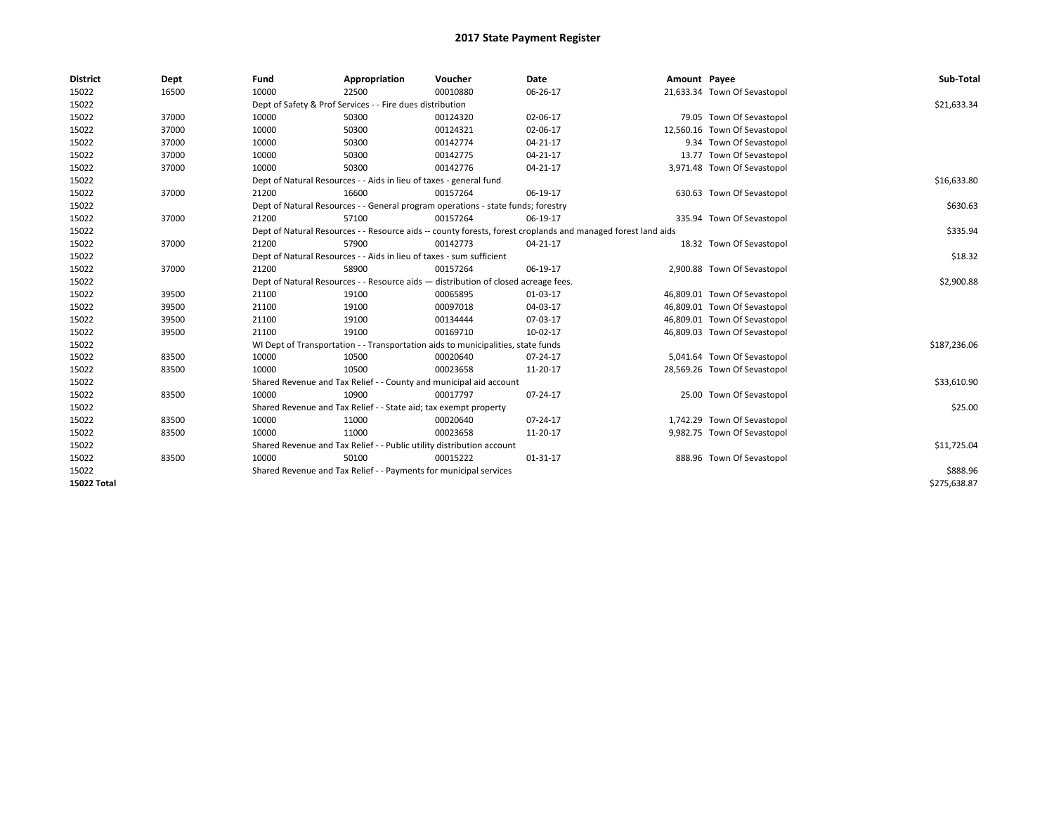# 2017 State Payment Register

| District | Dept | Fund | Appropriation | Voucher | Date | Amount | Payee | Sub-Total |
|---|---|---|---|---|---|---|---|---|
| 15022 | 16500 | 10000 | 22500 | 00010880 | 06-26-17 | 21,633.34 | Town Of Sevastopol | |
| 15022 | | Dept of Safety & Prof Services - - Fire dues distribution | | | | | | $21,633.34 |
| 15022 | 37000 | 10000 | 50300 | 00124320 | 02-06-17 | 79.05 | Town Of Sevastopol | |
| 15022 | 37000 | 10000 | 50300 | 00124321 | 02-06-17 | 12,560.16 | Town Of Sevastopol | |
| 15022 | 37000 | 10000 | 50300 | 00142774 | 04-21-17 | 9.34 | Town Of Sevastopol | |
| 15022 | 37000 | 10000 | 50300 | 00142775 | 04-21-17 | 13.77 | Town Of Sevastopol | |
| 15022 | 37000 | 10000 | 50300 | 00142776 | 04-21-17 | 3,971.48 | Town Of Sevastopol | |
| 15022 | | Dept of Natural Resources - - Aids in lieu of taxes - general fund | | | | | | $16,633.80 |
| 15022 | 37000 | 21200 | 16600 | 00157264 | 06-19-17 | 630.63 | Town Of Sevastopol | |
| 15022 | | Dept of Natural Resources - - General program operations - state funds; forestry | | | | | | $630.63 |
| 15022 | 37000 | 21200 | 57100 | 00157264 | 06-19-17 | 335.94 | Town Of Sevastopol | |
| 15022 | | Dept of Natural Resources - - Resource aids -- county forests, forest croplands and managed forest land aids | | | | | | $335.94 |
| 15022 | 37000 | 21200 | 57900 | 00142773 | 04-21-17 | 18.32 | Town Of Sevastopol | |
| 15022 | | Dept of Natural Resources - - Aids in lieu of taxes - sum sufficient | | | | | | $18.32 |
| 15022 | 37000 | 21200 | 58900 | 00157264 | 06-19-17 | 2,900.88 | Town Of Sevastopol | |
| 15022 | | Dept of Natural Resources - - Resource aids — distribution of closed acreage fees. | | | | | | $2,900.88 |
| 15022 | 39500 | 21100 | 19100 | 00065895 | 01-03-17 | 46,809.01 | Town Of Sevastopol | |
| 15022 | 39500 | 21100 | 19100 | 00097018 | 04-03-17 | 46,809.01 | Town Of Sevastopol | |
| 15022 | 39500 | 21100 | 19100 | 00134444 | 07-03-17 | 46,809.01 | Town Of Sevastopol | |
| 15022 | 39500 | 21100 | 19100 | 00169710 | 10-02-17 | 46,809.03 | Town Of Sevastopol | |
| 15022 | | WI Dept of Transportation - - Transportation aids to municipalities, state funds | | | | | | $187,236.06 |
| 15022 | 83500 | 10000 | 10500 | 00020640 | 07-24-17 | 5,041.64 | Town Of Sevastopol | |
| 15022 | 83500 | 10000 | 10500 | 00023658 | 11-20-17 | 28,569.26 | Town Of Sevastopol | |
| 15022 | | Shared Revenue and Tax Relief - - County and municipal aid account | | | | | | $33,610.90 |
| 15022 | 83500 | 10000 | 10900 | 00017797 | 07-24-17 | 25.00 | Town Of Sevastopol | |
| 15022 | | Shared Revenue and Tax Relief - - State aid; tax exempt property | | | | | | $25.00 |
| 15022 | 83500 | 10000 | 11000 | 00020640 | 07-24-17 | 1,742.29 | Town Of Sevastopol | |
| 15022 | 83500 | 10000 | 11000 | 00023658 | 11-20-17 | 9,982.75 | Town Of Sevastopol | |
| 15022 | | Shared Revenue and Tax Relief - - Public utility distribution account | | | | | | $11,725.04 |
| 15022 | 83500 | 10000 | 50100 | 00015222 | 01-31-17 | 888.96 | Town Of Sevastopol | |
| 15022 | | Shared Revenue and Tax Relief - - Payments for municipal services | | | | | | $888.96 |
| **15022 Total** | | | | | | | | $275,638.87 |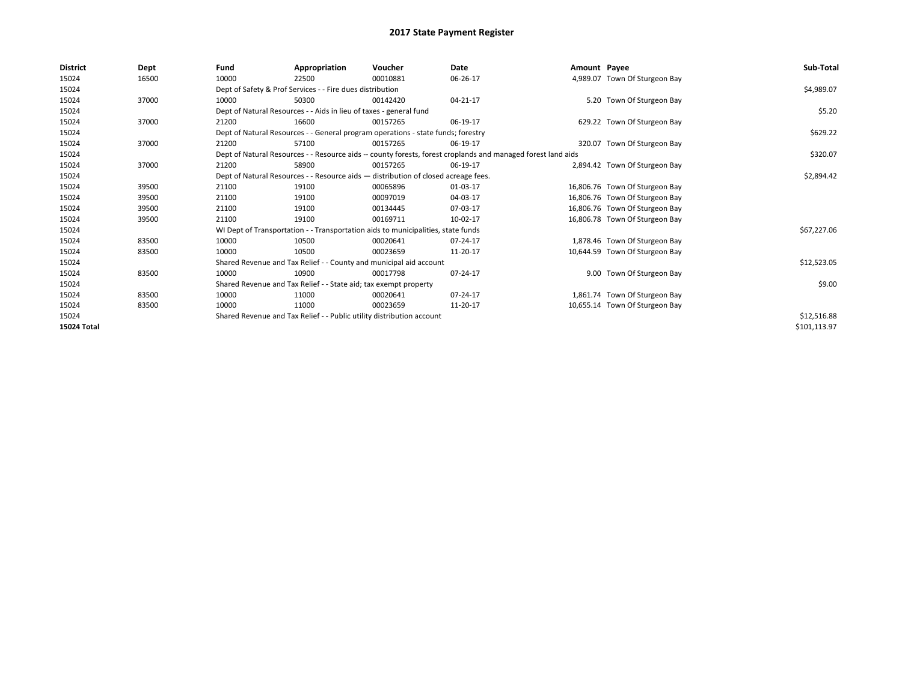# 2017 State Payment Register

| District | Dept | Fund | Appropriation | Voucher | Date | Amount | Payee | Sub-Total |
|---|---|---|---|---|---|---|---|---|
| 15024 | 16500 | 10000 | 22500 | 00010881 | 06-26-17 | 4,989.07 | Town Of Sturgeon Bay | |
| 15024 | | Dept of Safety & Prof Services - - Fire dues distribution | | | | | | $4,989.07 |
| 15024 | 37000 | 10000 | 50300 | 00142420 | 04-21-17 | 5.20 | Town Of Sturgeon Bay | |
| 15024 | | Dept of Natural Resources - - Aids in lieu of taxes - general fund | | | | | | $5.20 |
| 15024 | 37000 | 21200 | 16600 | 00157265 | 06-19-17 | 629.22 | Town Of Sturgeon Bay | |
| 15024 | | Dept of Natural Resources - - General program operations - state funds; forestry | | | | | | $629.22 |
| 15024 | 37000 | 21200 | 57100 | 00157265 | 06-19-17 | 320.07 | Town Of Sturgeon Bay | |
| 15024 | | Dept of Natural Resources - - Resource aids -- county forests, forest croplands and managed forest land aids | | | | | | $320.07 |
| 15024 | 37000 | 21200 | 58900 | 00157265 | 06-19-17 | 2,894.42 | Town Of Sturgeon Bay | |
| 15024 | | Dept of Natural Resources - - Resource aids — distribution of closed acreage fees. | | | | | | $2,894.42 |
| 15024 | 39500 | 21100 | 19100 | 00065896 | 01-03-17 | 16,806.76 | Town Of Sturgeon Bay | |
| 15024 | 39500 | 21100 | 19100 | 00097019 | 04-03-17 | 16,806.76 | Town Of Sturgeon Bay | |
| 15024 | 39500 | 21100 | 19100 | 00134445 | 07-03-17 | 16,806.76 | Town Of Sturgeon Bay | |
| 15024 | 39500 | 21100 | 19100 | 00169711 | 10-02-17 | 16,806.78 | Town Of Sturgeon Bay | |
| 15024 | | WI Dept of Transportation - - Transportation aids to municipalities, state funds | | | | | | $67,227.06 |
| 15024 | 83500 | 10000 | 10500 | 00020641 | 07-24-17 | 1,878.46 | Town Of Sturgeon Bay | |
| 15024 | 83500 | 10000 | 10500 | 00023659 | 11-20-17 | 10,644.59 | Town Of Sturgeon Bay | |
| 15024 | | Shared Revenue and Tax Relief - - County and municipal aid account | | | | | | $12,523.05 |
| 15024 | 83500 | 10000 | 10900 | 00017798 | 07-24-17 | 9.00 | Town Of Sturgeon Bay | |
| 15024 | | Shared Revenue and Tax Relief - - State aid; tax exempt property | | | | | | $9.00 |
| 15024 | 83500 | 10000 | 11000 | 00020641 | 07-24-17 | 1,861.74 | Town Of Sturgeon Bay | |
| 15024 | 83500 | 10000 | 11000 | 00023659 | 11-20-17 | 10,655.14 | Town Of Sturgeon Bay | |
| 15024 | | Shared Revenue and Tax Relief - - Public utility distribution account | | | | | | $12,516.88 |
| **15024 Total** | | | | | | | | $101,113.97 |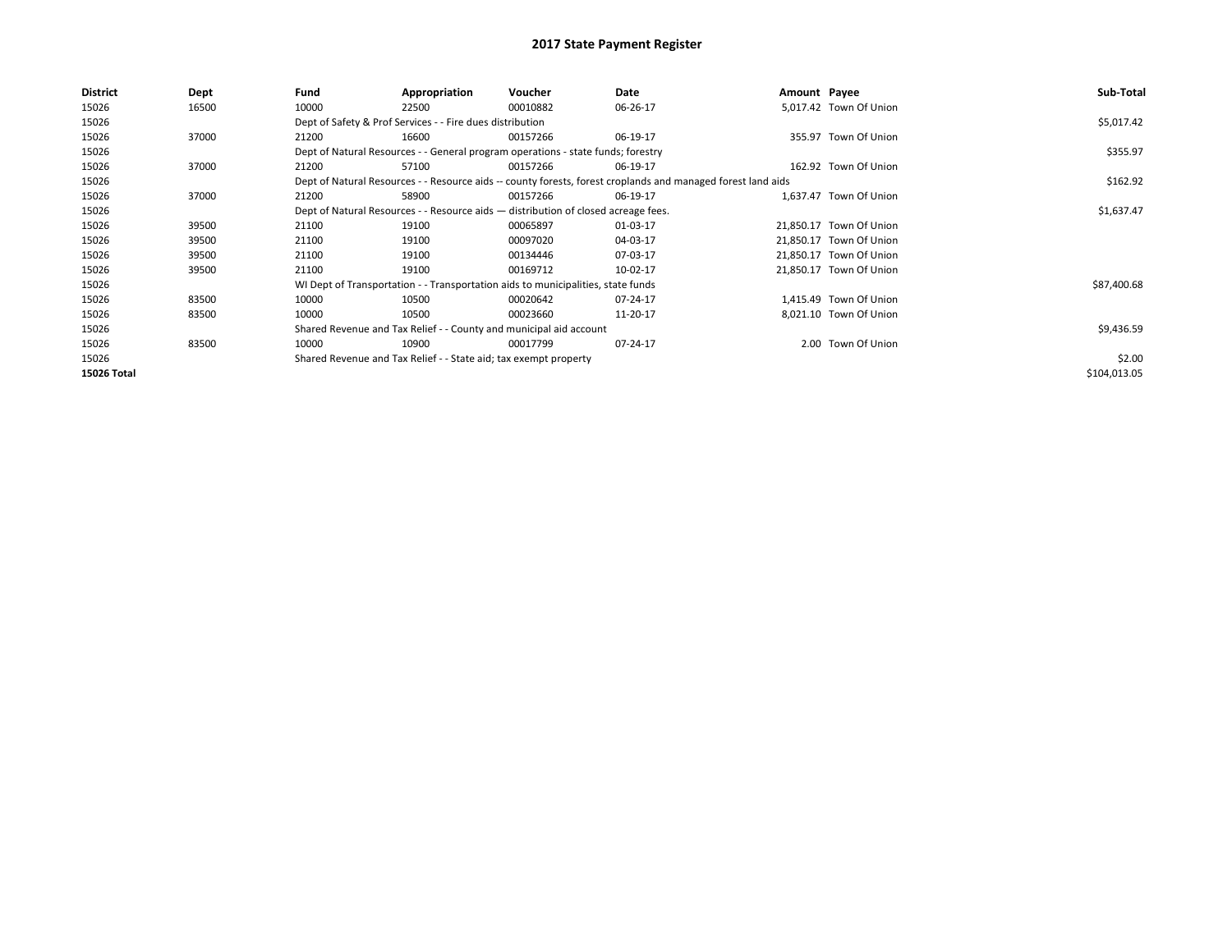# 2017 State Payment Register

| District | Dept | Fund | Appropriation | Voucher | Date | Amount | Payee | Sub-Total |
|---|---|---|---|---|---|---|---|---|
| 15026 | 16500 | 10000 | 22500 | 00010882 | 06-26-17 | 5,017.42 | Town Of Union | |
| 15026 | | Dept of Safety & Prof Services - - Fire dues distribution | | | | | | $5,017.42 |
| 15026 | 37000 | 21200 | 16600 | 00157266 | 06-19-17 | 355.97 | Town Of Union | |
| 15026 | | Dept of Natural Resources - - General program operations - state funds; forestry | | | | | | $355.97 |
| 15026 | 37000 | 21200 | 57100 | 00157266 | 06-19-17 | 162.92 | Town Of Union | |
| 15026 | | Dept of Natural Resources - - Resource aids -- county forests, forest croplands and managed forest land aids | | | | | | $162.92 |
| 15026 | 37000 | 21200 | 58900 | 00157266 | 06-19-17 | 1,637.47 | Town Of Union | |
| 15026 | | Dept of Natural Resources - - Resource aids — distribution of closed acreage fees. | | | | | | $1,637.47 |
| 15026 | 39500 | 21100 | 19100 | 00065897 | 01-03-17 | 21,850.17 | Town Of Union | |
| 15026 | 39500 | 21100 | 19100 | 00097020 | 04-03-17 | 21,850.17 | Town Of Union | |
| 15026 | 39500 | 21100 | 19100 | 00134446 | 07-03-17 | 21,850.17 | Town Of Union | |
| 15026 | 39500 | 21100 | 19100 | 00169712 | 10-02-17 | 21,850.17 | Town Of Union | |
| 15026 | | WI Dept of Transportation - - Transportation aids to municipalities, state funds | | | | | | $87,400.68 |
| 15026 | 83500 | 10000 | 10500 | 00020642 | 07-24-17 | 1,415.49 | Town Of Union | |
| 15026 | 83500 | 10000 | 10500 | 00023660 | 11-20-17 | 8,021.10 | Town Of Union | |
| 15026 | | Shared Revenue and Tax Relief - - County and municipal aid account | | | | | | $9,436.59 |
| 15026 | 83500 | 10000 | 10900 | 00017799 | 07-24-17 | 2.00 | Town Of Union | |
| 15026 | | Shared Revenue and Tax Relief - - State aid; tax exempt property | | | | | | $2.00 |
| **15026 Total** | | | | | | | | $104,013.05 |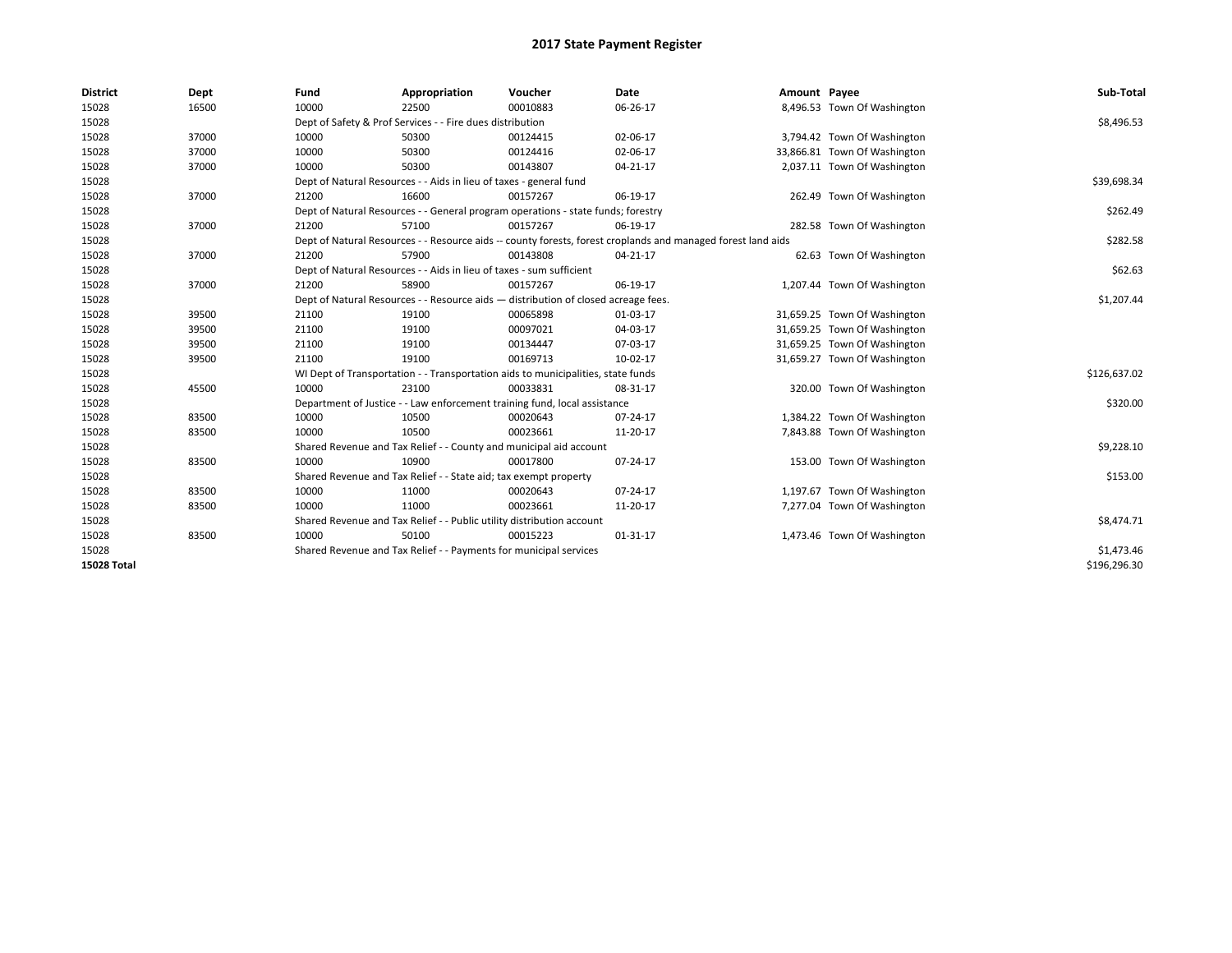# 2017 State Payment Register

| District | Dept | Fund | Appropriation | Voucher | Date | Amount | Payee | Sub-Total |
|---|---|---|---|---|---|---|---|---|
| 15028 | 16500 | 10000 | 22500 | 00010883 | 06-26-17 | 8,496.53 | Town Of Washington | |
| 15028 | | Dept of Safety & Prof Services - - Fire dues distribution | | | | | | $8,496.53 |
| 15028 | 37000 | 10000 | 50300 | 00124415 | 02-06-17 | 3,794.42 | Town Of Washington | |
| 15028 | 37000 | 10000 | 50300 | 00124416 | 02-06-17 | 33,866.81 | Town Of Washington | |
| 15028 | 37000 | 10000 | 50300 | 00143807 | 04-21-17 | 2,037.11 | Town Of Washington | |
| 15028 | | Dept of Natural Resources - - Aids in lieu of taxes - general fund | | | | | | $39,698.34 |
| 15028 | 37000 | 21200 | 16600 | 00157267 | 06-19-17 | 262.49 | Town Of Washington | |
| 15028 | | Dept of Natural Resources - - General program operations - state funds; forestry | | | | | | $262.49 |
| 15028 | 37000 | 21200 | 57100 | 00157267 | 06-19-17 | 282.58 | Town Of Washington | |
| 15028 | | Dept of Natural Resources - - Resource aids -- county forests, forest croplands and managed forest land aids | | | | | | $282.58 |
| 15028 | 37000 | 21200 | 57900 | 00143808 | 04-21-17 | 62.63 | Town Of Washington | |
| 15028 | | Dept of Natural Resources - - Aids in lieu of taxes - sum sufficient | | | | | | $62.63 |
| 15028 | 37000 | 21200 | 58900 | 00157267 | 06-19-17 | 1,207.44 | Town Of Washington | |
| 15028 | | Dept of Natural Resources - - Resource aids — distribution of closed acreage fees. | | | | | | $1,207.44 |
| 15028 | 39500 | 21100 | 19100 | 00065898 | 01-03-17 | 31,659.25 | Town Of Washington | |
| 15028 | 39500 | 21100 | 19100 | 00097021 | 04-03-17 | 31,659.25 | Town Of Washington | |
| 15028 | 39500 | 21100 | 19100 | 00134447 | 07-03-17 | 31,659.25 | Town Of Washington | |
| 15028 | 39500 | 21100 | 19100 | 00169713 | 10-02-17 | 31,659.27 | Town Of Washington | |
| 15028 | | WI Dept of Transportation - - Transportation aids to municipalities, state funds | | | | | | $126,637.02 |
| 15028 | 45500 | 10000 | 23100 | 00033831 | 08-31-17 | 320.00 | Town Of Washington | |
| 15028 | | Department of Justice - - Law enforcement training fund, local assistance | | | | | | $320.00 |
| 15028 | 83500 | 10000 | 10500 | 00020643 | 07-24-17 | 1,384.22 | Town Of Washington | |
| 15028 | 83500 | 10000 | 10500 | 00023661 | 11-20-17 | 7,843.88 | Town Of Washington | |
| 15028 | | Shared Revenue and Tax Relief - - County and municipal aid account | | | | | | $9,228.10 |
| 15028 | 83500 | 10000 | 10900 | 00017800 | 07-24-17 | 153.00 | Town Of Washington | |
| 15028 | | Shared Revenue and Tax Relief - - State aid; tax exempt property | | | | | | $153.00 |
| 15028 | 83500 | 10000 | 11000 | 00020643 | 07-24-17 | 1,197.67 | Town Of Washington | |
| 15028 | 83500 | 10000 | 11000 | 00023661 | 11-20-17 | 7,277.04 | Town Of Washington | |
| 15028 | | Shared Revenue and Tax Relief - - Public utility distribution account | | | | | | $8,474.71 |
| 15028 | 83500 | 10000 | 50100 | 00015223 | 01-31-17 | 1,473.46 | Town Of Washington | |
| 15028 | | Shared Revenue and Tax Relief - - Payments for municipal services | | | | | | $1,473.46 |
| **15028 Total** | | | | | | | | $196,296.30 |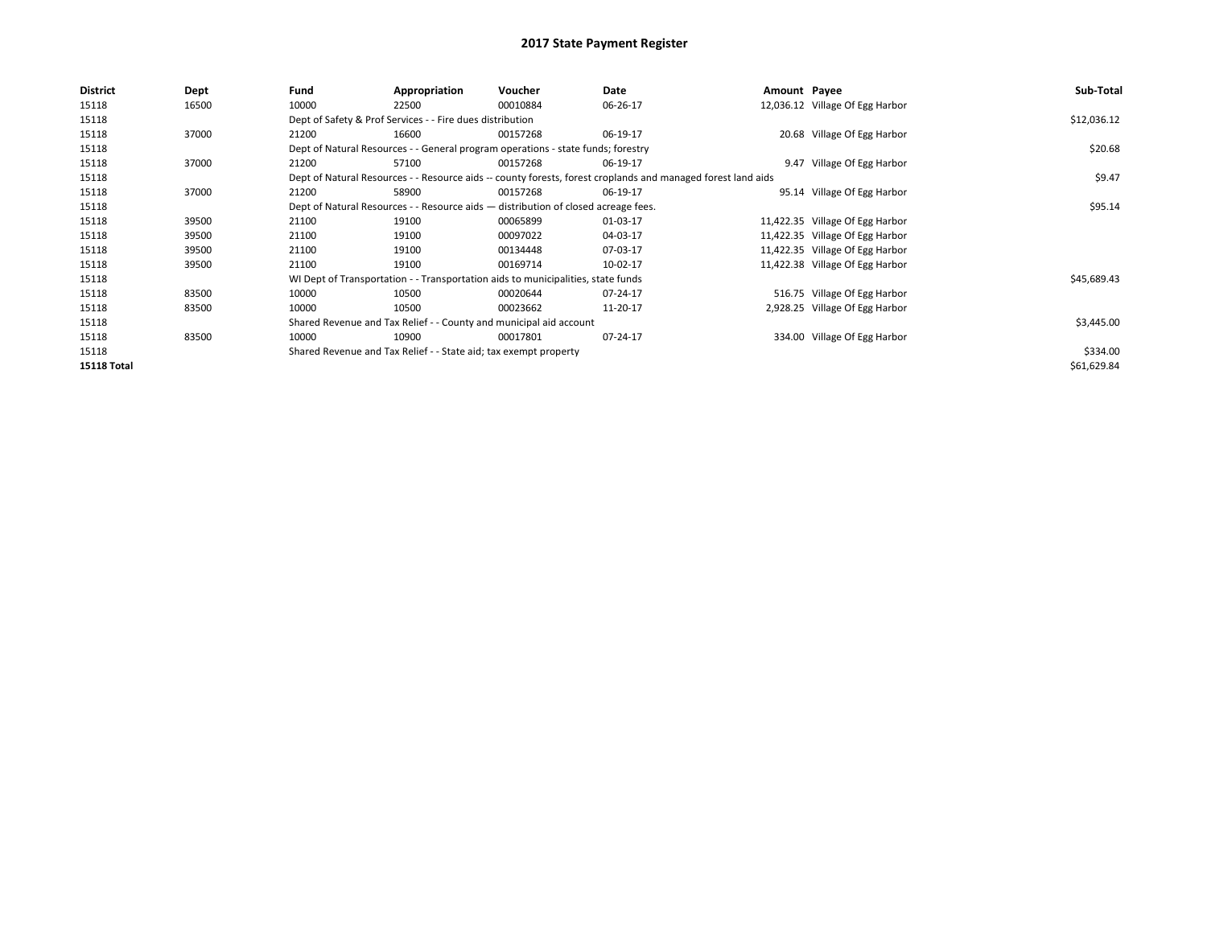# 2017 State Payment Register

| District | Dept | Fund | Appropriation | Voucher | Date | Amount | Payee | Sub-Total |
|---|---|---|---|---|---|---|---|---|
| 15118 | 16500 | 10000 | 22500 | 00010884 | 06-26-17 | 12,036.12 | Village Of Egg Harbor | |
| 15118 | | Dept of Safety & Prof Services - - Fire dues distribution | | | | | | $12,036.12 |
| 15118 | 37000 | 21200 | 16600 | 00157268 | 06-19-17 | 20.68 | Village Of Egg Harbor | |
| 15118 | | Dept of Natural Resources - - General program operations - state funds; forestry | | | | | | $20.68 |
| 15118 | 37000 | 21200 | 57100 | 00157268 | 06-19-17 | 9.47 | Village Of Egg Harbor | |
| 15118 | | Dept of Natural Resources - - Resource aids -- county forests, forest croplands and managed forest land aids | | | | | | $9.47 |
| 15118 | 37000 | 21200 | 58900 | 00157268 | 06-19-17 | 95.14 | Village Of Egg Harbor | |
| 15118 | | Dept of Natural Resources - - Resource aids — distribution of closed acreage fees. | | | | | | $95.14 |
| 15118 | 39500 | 21100 | 19100 | 00065899 | 01-03-17 | 11,422.35 | Village Of Egg Harbor | |
| 15118 | 39500 | 21100 | 19100 | 00097022 | 04-03-17 | 11,422.35 | Village Of Egg Harbor | |
| 15118 | 39500 | 21100 | 19100 | 00134448 | 07-03-17 | 11,422.35 | Village Of Egg Harbor | |
| 15118 | 39500 | 21100 | 19100 | 00169714 | 10-02-17 | 11,422.38 | Village Of Egg Harbor | |
| 15118 | | WI Dept of Transportation - - Transportation aids to municipalities, state funds | | | | | | $45,689.43 |
| 15118 | 83500 | 10000 | 10500 | 00020644 | 07-24-17 | 516.75 | Village Of Egg Harbor | |
| 15118 | 83500 | 10000 | 10500 | 00023662 | 11-20-17 | 2,928.25 | Village Of Egg Harbor | |
| 15118 | | Shared Revenue and Tax Relief - - County and municipal aid account | | | | | | $3,445.00 |
| 15118 | 83500 | 10000 | 10900 | 00017801 | 07-24-17 | 334.00 | Village Of Egg Harbor | |
| 15118 | | Shared Revenue and Tax Relief - - State aid; tax exempt property | | | | | | $334.00 |
| **15118 Total** | | | | | | | | $61,629.84 |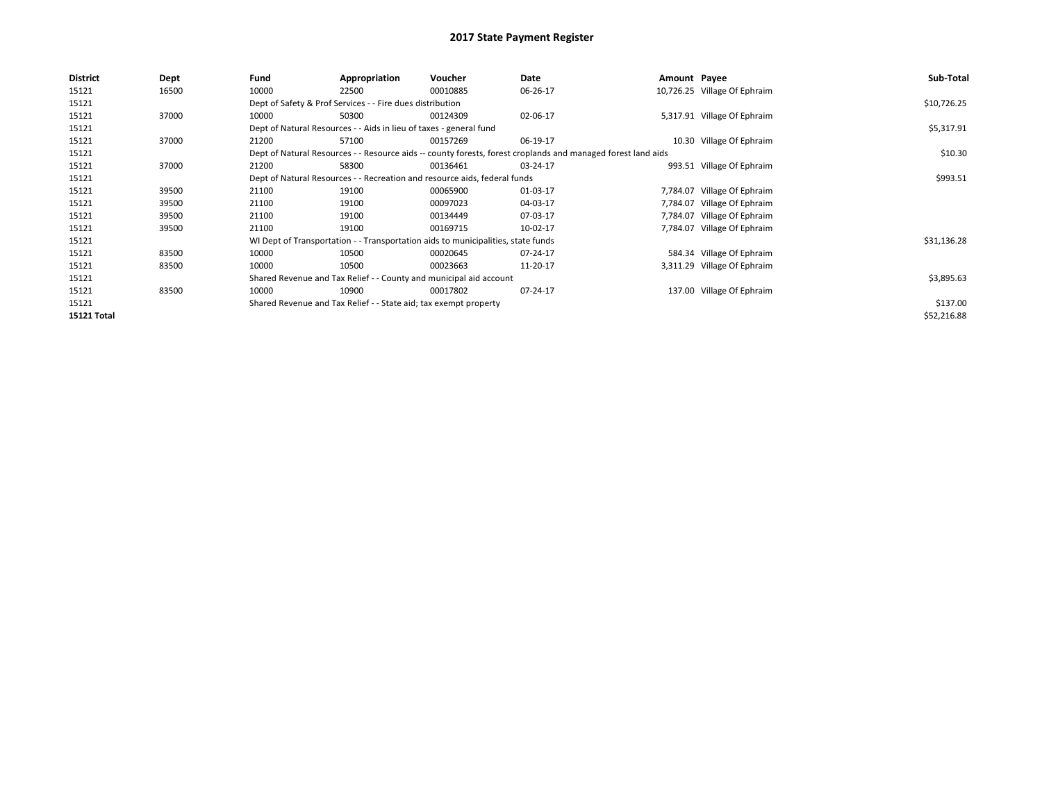# 2017 State Payment Register

| District | Dept | Fund | Appropriation | Voucher | Date | Amount | Payee | Sub-Total |
|---|---|---|---|---|---|---|---|---|
| 15121 | 16500 | 10000 | 22500 | 00010885 | 06-26-17 | 10,726.25 | Village Of Ephraim | |
| 15121 | | Dept of Safety & Prof Services - - Fire dues distribution | | | | | | $10,726.25 |
| 15121 | 37000 | 10000 | 50300 | 00124309 | 02-06-17 | 5,317.91 | Village Of Ephraim | |
| 15121 | | Dept of Natural Resources - - Aids in lieu of taxes - general fund | | | | | | $5,317.91 |
| 15121 | 37000 | 21200 | 57100 | 00157269 | 06-19-17 | 10.30 | Village Of Ephraim | |
| 15121 | | Dept of Natural Resources - - Resource aids -- county forests, forest croplands and managed forest land aids | | | | | | $10.30 |
| 15121 | 37000 | 21200 | 58300 | 00136461 | 03-24-17 | 993.51 | Village Of Ephraim | |
| 15121 | | Dept of Natural Resources - - Recreation and resource aids, federal funds | | | | | | $993.51 |
| 15121 | 39500 | 21100 | 19100 | 00065900 | 01-03-17 | 7,784.07 | Village Of Ephraim | |
| 15121 | 39500 | 21100 | 19100 | 00097023 | 04-03-17 | 7,784.07 | Village Of Ephraim | |
| 15121 | 39500 | 21100 | 19100 | 00134449 | 07-03-17 | 7,784.07 | Village Of Ephraim | |
| 15121 | 39500 | 21100 | 19100 | 00169715 | 10-02-17 | 7,784.07 | Village Of Ephraim | |
| 15121 | | WI Dept of Transportation - - Transportation aids to municipalities, state funds | | | | | | $31,136.28 |
| 15121 | 83500 | 10000 | 10500 | 00020645 | 07-24-17 | 584.34 | Village Of Ephraim | |
| 15121 | 83500 | 10000 | 10500 | 00023663 | 11-20-17 | 3,311.29 | Village Of Ephraim | |
| 15121 | | Shared Revenue and Tax Relief - - County and municipal aid account | | | | | | $3,895.63 |
| 15121 | 83500 | 10000 | 10900 | 00017802 | 07-24-17 | 137.00 | Village Of Ephraim | |
| 15121 | | Shared Revenue and Tax Relief - - State aid; tax exempt property | | | | | | $137.00 |
| **15121 Total** | | | | | | | | $52,216.88 |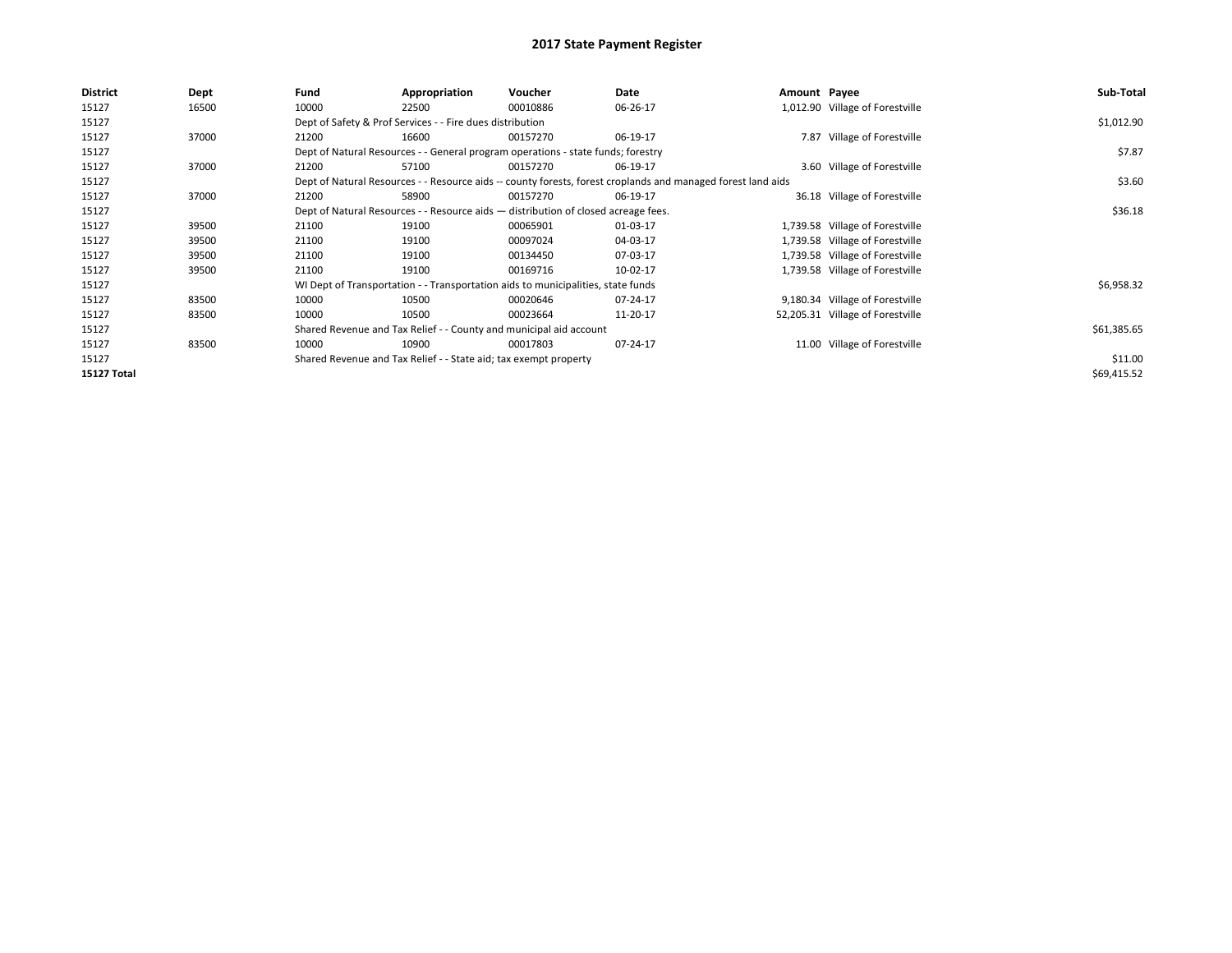# 2017 State Payment Register

| District | Dept | Fund | Appropriation | Voucher | Date | Amount | Payee | Sub-Total |
|---|---|---|---|---|---|---|---|---|
| 15127 | 16500 | 10000 | 22500 | 00010886 | 06-26-17 | 1,012.90 | Village of Forestville | |
| 15127 | | Dept of Safety & Prof Services - - Fire dues distribution | | | | | | $1,012.90 |
| 15127 | 37000 | 21200 | 16600 | 00157270 | 06-19-17 | 7.87 | Village of Forestville | |
| 15127 | | Dept of Natural Resources - - General program operations - state funds; forestry | | | | | | $7.87 |
| 15127 | 37000 | 21200 | 57100 | 00157270 | 06-19-17 | 3.60 | Village of Forestville | |
| 15127 | | Dept of Natural Resources - - Resource aids -- county forests, forest croplands and managed forest land aids | | | | | | $3.60 |
| 15127 | 37000 | 21200 | 58900 | 00157270 | 06-19-17 | 36.18 | Village of Forestville | |
| 15127 | | Dept of Natural Resources - - Resource aids — distribution of closed acreage fees. | | | | | | $36.18 |
| 15127 | 39500 | 21100 | 19100 | 00065901 | 01-03-17 | 1,739.58 | Village of Forestville | |
| 15127 | 39500 | 21100 | 19100 | 00097024 | 04-03-17 | 1,739.58 | Village of Forestville | |
| 15127 | 39500 | 21100 | 19100 | 00134450 | 07-03-17 | 1,739.58 | Village of Forestville | |
| 15127 | 39500 | 21100 | 19100 | 00169716 | 10-02-17 | 1,739.58 | Village of Forestville | |
| 15127 | | WI Dept of Transportation - - Transportation aids to municipalities, state funds | | | | | | $6,958.32 |
| 15127 | 83500 | 10000 | 10500 | 00020646 | 07-24-17 | 9,180.34 | Village of Forestville | |
| 15127 | 83500 | 10000 | 10500 | 00023664 | 11-20-17 | 52,205.31 | Village of Forestville | |
| 15127 | | Shared Revenue and Tax Relief - - County and municipal aid account | | | | | | $61,385.65 |
| 15127 | 83500 | 10000 | 10900 | 00017803 | 07-24-17 | 11.00 | Village of Forestville | |
| 15127 | | Shared Revenue and Tax Relief - - State aid; tax exempt property | | | | | | $11.00 |
| **15127 Total** | | | | | | | | $69,415.52 |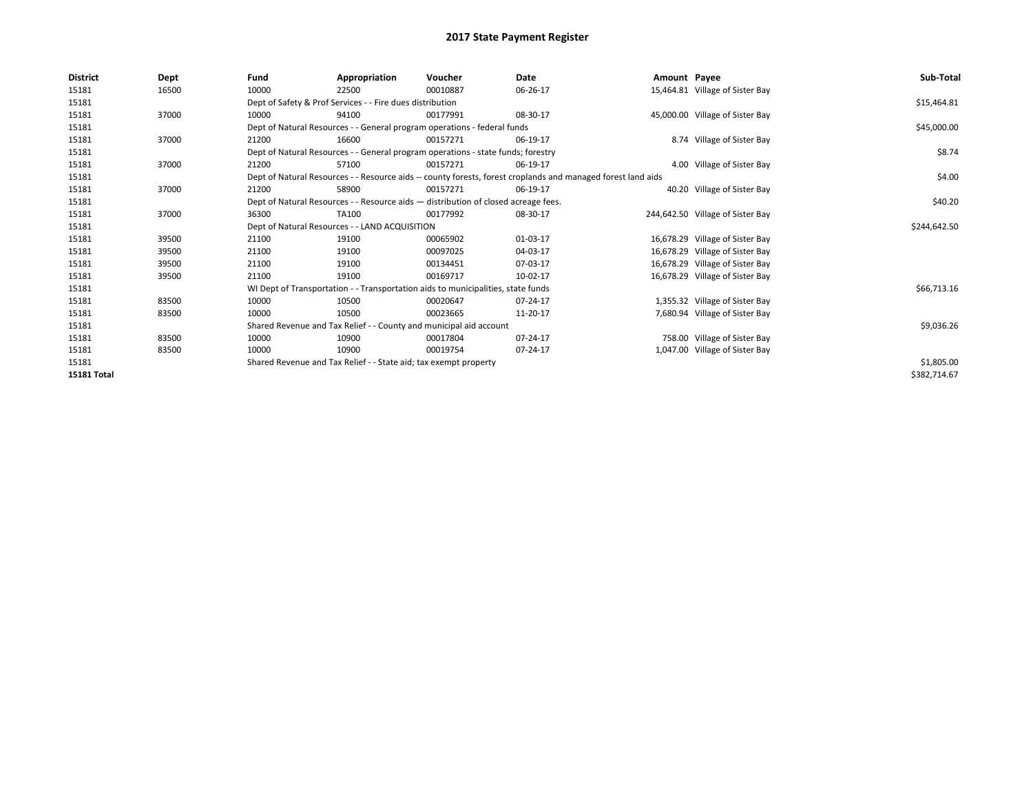# 2017 State Payment Register

| District | Dept | Fund | Appropriation | Voucher | Date | Amount | Payee | Sub-Total |
|---|---|---|---|---|---|---|---|---|
| 15181 | 16500 | 10000 | 22500 | 00010887 | 06-26-17 | 15,464.81 | Village of Sister Bay | |
| 15181 | | Dept of Safety & Prof Services - - Fire dues distribution | | | | | | $15,464.81 |
| 15181 | 37000 | 10000 | 94100 | 00177991 | 08-30-17 | 45,000.00 | Village of Sister Bay | |
| 15181 | | Dept of Natural Resources - - General program operations - federal funds | | | | | | $45,000.00 |
| 15181 | 37000 | 21200 | 16600 | 00157271 | 06-19-17 | 8.74 | Village of Sister Bay | |
| 15181 | | Dept of Natural Resources - - General program operations - state funds; forestry | | | | | | $8.74 |
| 15181 | 37000 | 21200 | 57100 | 00157271 | 06-19-17 | 4.00 | Village of Sister Bay | |
| 15181 | | Dept of Natural Resources - - Resource aids -- county forests, forest croplands and managed forest land aids | | | | | | $4.00 |
| 15181 | 37000 | 21200 | 58900 | 00157271 | 06-19-17 | 40.20 | Village of Sister Bay | |
| 15181 | | Dept of Natural Resources - - Resource aids — distribution of closed acreage fees. | | | | | | $40.20 |
| 15181 | 37000 | 36300 | TA100 | 00177992 | 08-30-17 | 244,642.50 | Village of Sister Bay | |
| 15181 | | Dept of Natural Resources - - LAND ACQUISITION | | | | | | $244,642.50 |
| 15181 | 39500 | 21100 | 19100 | 00065902 | 01-03-17 | 16,678.29 | Village of Sister Bay | |
| 15181 | 39500 | 21100 | 19100 | 00097025 | 04-03-17 | 16,678.29 | Village of Sister Bay | |
| 15181 | 39500 | 21100 | 19100 | 00134451 | 07-03-17 | 16,678.29 | Village of Sister Bay | |
| 15181 | 39500 | 21100 | 19100 | 00169717 | 10-02-17 | 16,678.29 | Village of Sister Bay | |
| 15181 | | WI Dept of Transportation - - Transportation aids to municipalities, state funds | | | | | | $66,713.16 |
| 15181 | 83500 | 10000 | 10500 | 00020647 | 07-24-17 | 1,355.32 | Village of Sister Bay | |
| 15181 | 83500 | 10000 | 10500 | 00023665 | 11-20-17 | 7,680.94 | Village of Sister Bay | |
| 15181 | | Shared Revenue and Tax Relief - - County and municipal aid account | | | | | | $9,036.26 |
| 15181 | 83500 | 10000 | 10900 | 00017804 | 07-24-17 | 758.00 | Village of Sister Bay | |
| 15181 | 83500 | 10000 | 10900 | 00019754 | 07-24-17 | 1,047.00 | Village of Sister Bay | |
| 15181 | | Shared Revenue and Tax Relief - - State aid; tax exempt property | | | | | | $1,805.00 |
| **15181 Total** | | | | | | | | $382,714.67 |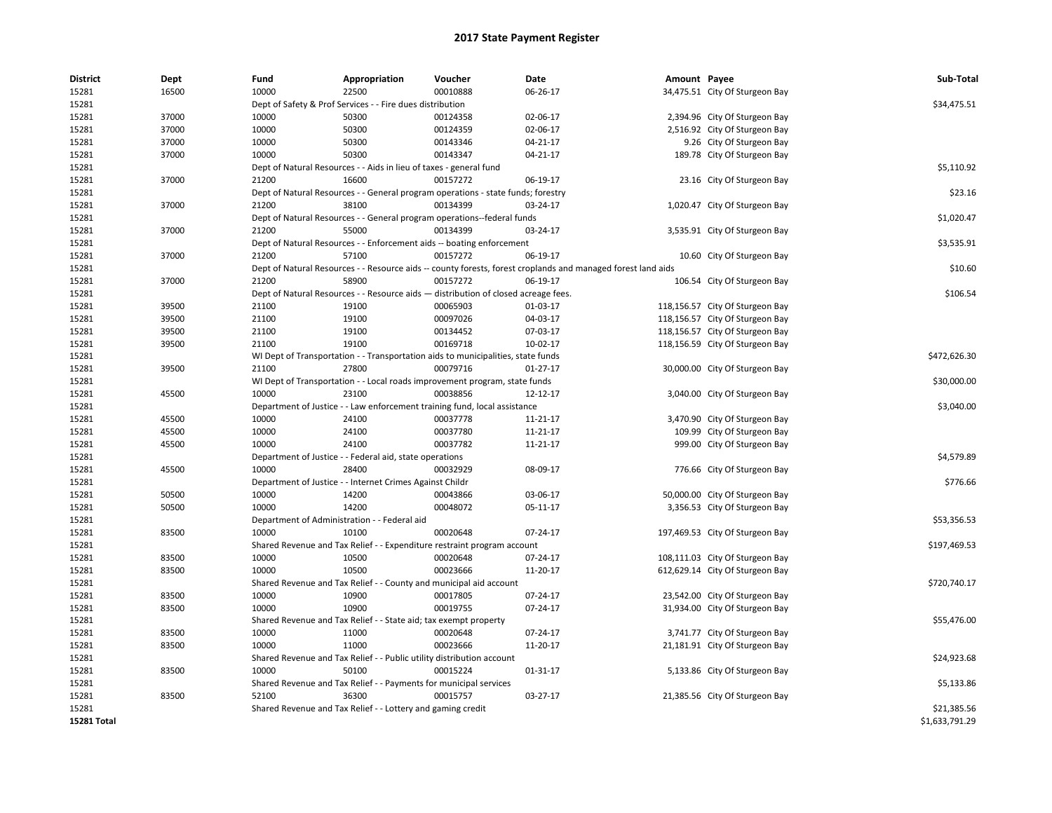# 2017 State Payment Register

| District | Dept | Fund | Appropriation | Voucher | Date | Amount | Payee | Sub-Total |
|---|---|---|---|---|---|---|---|---|
| 15281 | 16500 | 10000 | 22500 | 00010888 | 06-26-17 | 34,475.51 | City Of Sturgeon Bay | |
| 15281 | | Dept of Safety & Prof Services - - Fire dues distribution | | | | | | $34,475.51 |
| 15281 | 37000 | 10000 | 50300 | 00124358 | 02-06-17 | 2,394.96 | City Of Sturgeon Bay | |
| 15281 | 37000 | 10000 | 50300 | 00124359 | 02-06-17 | 2,516.92 | City Of Sturgeon Bay | |
| 15281 | 37000 | 10000 | 50300 | 00143346 | 04-21-17 | 9.26 | City Of Sturgeon Bay | |
| 15281 | 37000 | 10000 | 50300 | 00143347 | 04-21-17 | 189.78 | City Of Sturgeon Bay | |
| 15281 | | Dept of Natural Resources - - Aids in lieu of taxes - general fund | | | | | | $5,110.92 |
| 15281 | 37000 | 21200 | 16600 | 00157272 | 06-19-17 | 23.16 | City Of Sturgeon Bay | |
| 15281 | | Dept of Natural Resources - - General program operations - state funds; forestry | | | | | | $23.16 |
| 15281 | 37000 | 21200 | 38100 | 00134399 | 03-24-17 | 1,020.47 | City Of Sturgeon Bay | |
| 15281 | | Dept of Natural Resources - - General program operations--federal funds | | | | | | $1,020.47 |
| 15281 | 37000 | 21200 | 55000 | 00134399 | 03-24-17 | 3,535.91 | City Of Sturgeon Bay | |
| 15281 | | Dept of Natural Resources - - Enforcement aids -- boating enforcement | | | | | | $3,535.91 |
| 15281 | 37000 | 21200 | 57100 | 00157272 | 06-19-17 | 10.60 | City Of Sturgeon Bay | |
| 15281 | | Dept of Natural Resources - - Resource aids -- county forests, forest croplands and managed forest land aids | | | | | | $10.60 |
| 15281 | 37000 | 21200 | 58900 | 00157272 | 06-19-17 | 106.54 | City Of Sturgeon Bay | |
| 15281 | | Dept of Natural Resources - - Resource aids — distribution of closed acreage fees. | | | | | | $106.54 |
| 15281 | 39500 | 21100 | 19100 | 00065903 | 01-03-17 | 118,156.57 | City Of Sturgeon Bay | |
| 15281 | 39500 | 21100 | 19100 | 00097026 | 04-03-17 | 118,156.57 | City Of Sturgeon Bay | |
| 15281 | 39500 | 21100 | 19100 | 00134452 | 07-03-17 | 118,156.57 | City Of Sturgeon Bay | |
| 15281 | 39500 | 21100 | 19100 | 00169718 | 10-02-17 | 118,156.59 | City Of Sturgeon Bay | |
| 15281 | | WI Dept of Transportation - - Transportation aids to municipalities, state funds | | | | | | $472,626.30 |
| 15281 | 39500 | 21100 | 27800 | 00079716 | 01-27-17 | 30,000.00 | City Of Sturgeon Bay | |
| 15281 | | WI Dept of Transportation - - Local roads improvement program, state funds | | | | | | $30,000.00 |
| 15281 | 45500 | 10000 | 23100 | 00038856 | 12-12-17 | 3,040.00 | City Of Sturgeon Bay | |
| 15281 | | Department of Justice - - Law enforcement training fund, local assistance | | | | | | $3,040.00 |
| 15281 | 45500 | 10000 | 24100 | 00037778 | 11-21-17 | 3,470.90 | City Of Sturgeon Bay | |
| 15281 | 45500 | 10000 | 24100 | 00037780 | 11-21-17 | 109.99 | City Of Sturgeon Bay | |
| 15281 | 45500 | 10000 | 24100 | 00037782 | 11-21-17 | 999.00 | City Of Sturgeon Bay | |
| 15281 | | Department of Justice - - Federal aid, state operations | | | | | | $4,579.89 |
| 15281 | 45500 | 10000 | 28400 | 00032929 | 08-09-17 | 776.66 | City Of Sturgeon Bay | |
| 15281 | | Department of Justice - - Internet Crimes Against Childr | | | | | | $776.66 |
| 15281 | 50500 | 10000 | 14200 | 00043866 | 03-06-17 | 50,000.00 | City Of Sturgeon Bay | |
| 15281 | 50500 | 10000 | 14200 | 00048072 | 05-11-17 | 3,356.53 | City Of Sturgeon Bay | |
| 15281 | | Department of Administration - - Federal aid | | | | | | $53,356.53 |
| 15281 | 83500 | 10000 | 10100 | 00020648 | 07-24-17 | 197,469.53 | City Of Sturgeon Bay | |
| 15281 | | Shared Revenue and Tax Relief - - Expenditure restraint program account | | | | | | $197,469.53 |
| 15281 | 83500 | 10000 | 10500 | 00020648 | 07-24-17 | 108,111.03 | City Of Sturgeon Bay | |
| 15281 | 83500 | 10000 | 10500 | 00023666 | 11-20-17 | 612,629.14 | City Of Sturgeon Bay | |
| 15281 | | Shared Revenue and Tax Relief - - County and municipal aid account | | | | | | $720,740.17 |
| 15281 | 83500 | 10000 | 10900 | 00017805 | 07-24-17 | 23,542.00 | City Of Sturgeon Bay | |
| 15281 | 83500 | 10000 | 10900 | 00019755 | 07-24-17 | 31,934.00 | City Of Sturgeon Bay | |
| 15281 | | Shared Revenue and Tax Relief - - State aid; tax exempt property | | | | | | $55,476.00 |
| 15281 | 83500 | 10000 | 11000 | 00020648 | 07-24-17 | 3,741.77 | City Of Sturgeon Bay | |
| 15281 | 83500 | 10000 | 11000 | 00023666 | 11-20-17 | 21,181.91 | City Of Sturgeon Bay | |
| 15281 | | Shared Revenue and Tax Relief - - Public utility distribution account | | | | | | $24,923.68 |
| 15281 | 83500 | 10000 | 50100 | 00015224 | 01-31-17 | 5,133.86 | City Of Sturgeon Bay | |
| 15281 | | Shared Revenue and Tax Relief - - Payments for municipal services | | | | | | $5,133.86 |
| 15281 | 83500 | 52100 | 36300 | 00015757 | 03-27-17 | 21,385.56 | City Of Sturgeon Bay | |
| 15281 | | Shared Revenue and Tax Relief - - Lottery and gaming credit | | | | | | $21,385.56 |
| **15281 Total** | | | | | | | | $1,633,791.29 |